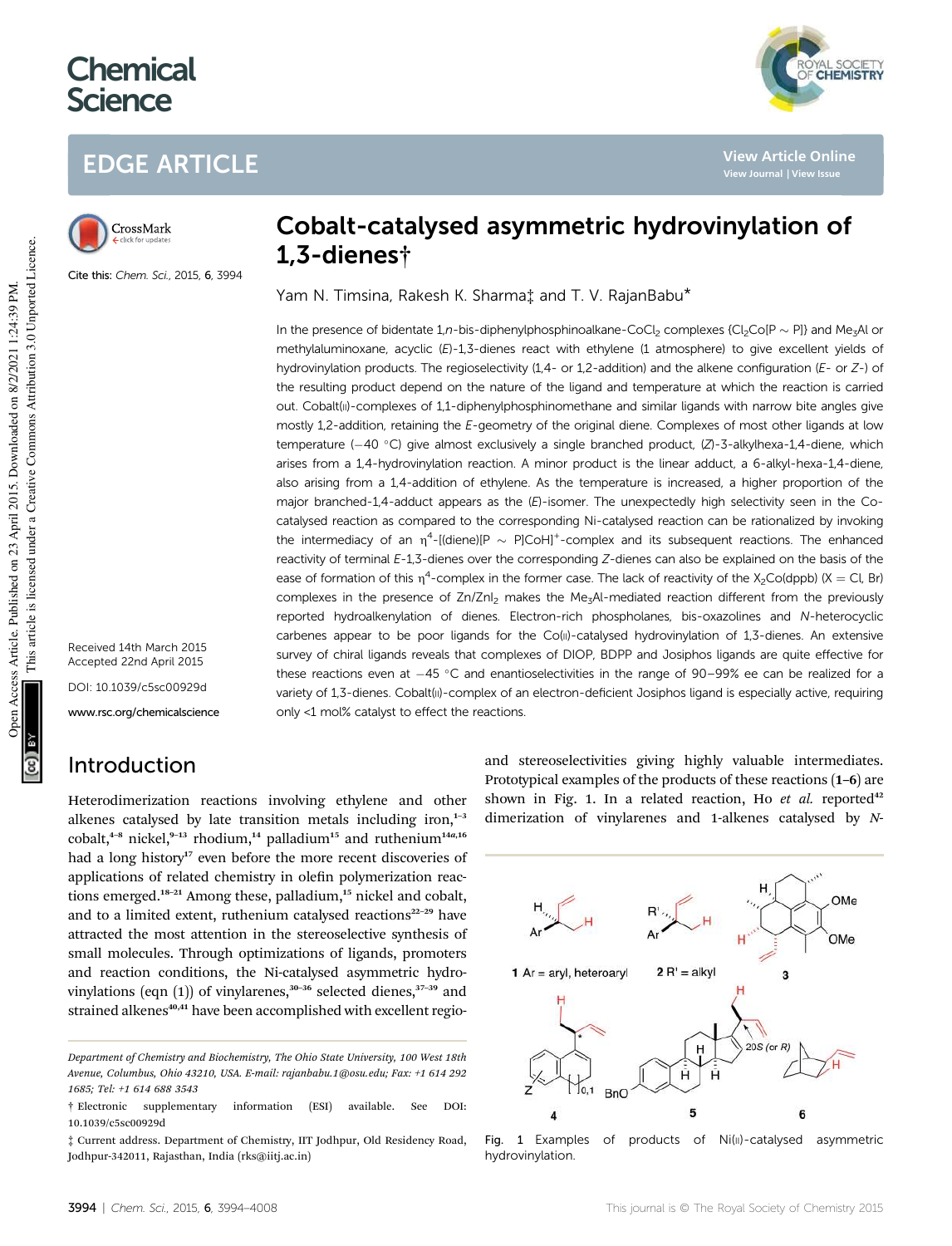# Cobalt-catalysed asymmetric hydrovinylation of 1,3-dienes†

Yam N. Timsina, Rakesh K. Sharma‡ and T. V. RajanBabu*

Cite this: *Chem. Sci.*, 2015, **6**, 3994

Received 14th March 2015
Accepted 22nd April 2015

DOI: 10.1039/c5sc00929d

www.rsc.org/chemicalscience

In the presence of bidentate 1,*n*-bis-diphenylphosphinoalkane-$CoCl_2$ complexes {$Cl_2Co$[P ~ P]} and $Me_3Al$ or methylaluminoxane, acyclic (*E*)-1,3-dienes react with ethylene (1 atmosphere) to give excellent yields of hydrovinylation products. The regioselectivity (1,4- or 1,2-addition) and the alkene configuration (*E*- or *Z*-) of the resulting product depend on the nature of the ligand and temperature at which the reaction is carried out. Cobalt(II)-complexes of 1,1-diphenylphosphinomethane and similar ligands with narrow bite angles give mostly 1,2-addition, retaining the *E*-geometry of the original diene. Complexes of most other ligands at low temperature (−40 °C) give almost exclusively a single branched product, (*Z*)-3-alkylhexa-1,4-diene, which arises from a 1,4-hydrovinylation reaction. A minor product is the linear adduct, a 6-alkyl-hexa-1,4-diene, also arising from a 1,4-addition of ethylene. As the temperature is increased, a higher proportion of the major branched-1,4-adduct appears as the (*E*)-isomer. The unexpectedly high selectivity seen in the Co-catalysed reaction as compared to the corresponding Ni-catalysed reaction can be rationalized by invoking the intermediacy of an $\eta^4$-[(diene)[P ~ P]CoH]$^+$-complex and its subsequent reactions. The enhanced reactivity of terminal *E*-1,3-dienes over the corresponding *Z*-dienes can also be explained on the basis of the ease of formation of this $\eta^4$-complex in the former case. The lack of reactivity of the $X_2Co$(dppb) (X = Cl, Br) complexes in the presence of $Zn/ZnI_2$ makes the $Me_3Al$-mediated reaction different from the previously reported hydroalkenylation of dienes. Electron-rich phospholanes, bis-oxazolines and *N*-heterocyclic carbenes appear to be poor ligands for the Co(II)-catalysed hydrovinylation of 1,3-dienes. An extensive survey of chiral ligands reveals that complexes of DIOP, BDPP and Josiphos ligands are quite effective for these reactions even at −45 °C and enantioselectivities in the range of 90–99% ee can be realized for a variety of 1,3-dienes. Cobalt(II)-complex of an electron-deficient Josiphos ligand is especially active, requiring only <1 mol% catalyst to effect the reactions.

## Introduction

Heterodimerization reactions involving ethylene and other alkenes catalysed by late transition metals including iron,[1–3] cobalt,[4–8] nickel,[9–13] rhodium,[14] palladium[15] and ruthenium[14a,16] had a long history[17] even before the more recent discoveries of applications of related chemistry in olefin polymerization reactions emerged.[18–21] Among these, palladium,[15] nickel and cobalt, and to a limited extent, ruthenium catalysed reactions[22–29] have attracted the most attention in the stereoselective synthesis of small molecules. Through optimizations of ligands, promoters and reaction conditions, the Ni-catalysed asymmetric hydrovinylations (eqn (1)) of vinylarenes,[30–36] selected dienes,[37–39] and strained alkenes[40,41] have been accomplished with excellent regio- and stereoselectivities giving highly valuable intermediates. Prototypical examples of the products of these reactions (**1**–**6**) are shown in Fig. 1. In a related reaction, Ho *et al.* reported[42] dimerization of vinylarenes and 1-alkenes catalysed by *N*-

Fig. 1 Examples of products of Ni(II)-catalysed asymmetric hydrovinylation.

Department of Chemistry and Biochemistry, The Ohio State University, 100 West 18th Avenue, Columbus, Ohio 43210, USA. E-mail: rajanbabu.1@osu.edu; Fax: +1 614 292 1685; Tel: +1 614 688 3543

† Electronic supplementary information (ESI) available. See DOI: 10.1039/c5sc00929d

‡ Current address. Department of Chemistry, IIT Jodhpur, Old Residency Road, Jodhpur-342011, Rajasthan, India (rks@iitj.ac.in)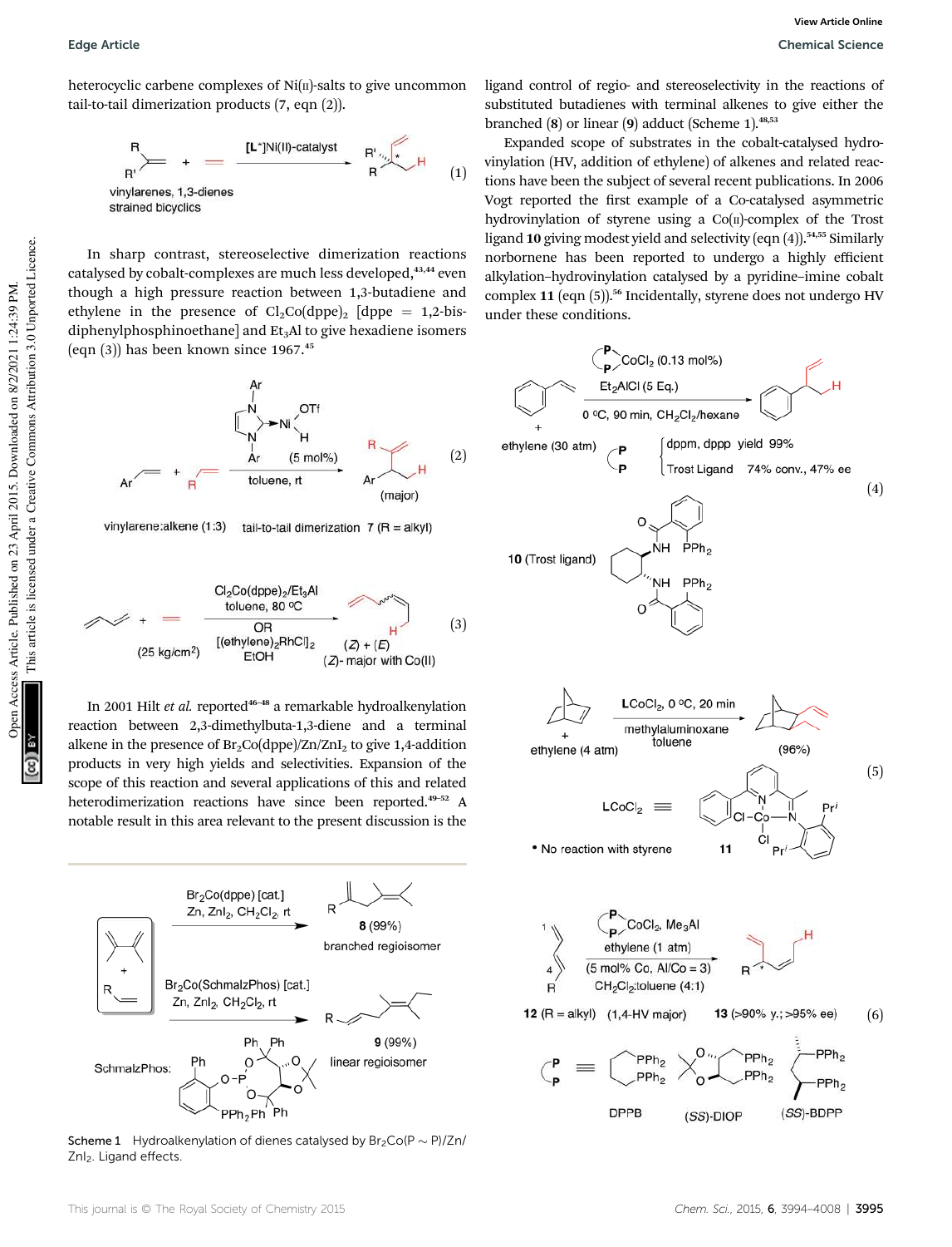heterocyclic carbene complexes of Ni(II)-salts to give uncommon tail-to-tail dimerization products (7, eqn (2)).

In sharp contrast, stereoselective dimerization reactions catalysed by cobalt-complexes are much less developed,[43,44] even though a high pressure reaction between 1,3-butadiene and ethylene in the presence of $Cl_2Co(dppe)_2$ [dppe = 1,2-bis-diphenylphosphinoethane] and $Et_3Al$ to give hexadiene isomers (eqn (3)) has been known since 1967.[45]

In 2001 Hilt *et al.* reported[46–48] a remarkable hydroalkenylation reaction between 2,3-dimethylbuta-1,3-diene and a terminal alkene in the presence of $Br_2Co(dppe)/Zn/ZnI_2$ to give 1,4-addition products in very high yields and selectivities. Expansion of the scope of this reaction and several applications of this and related heterodimerization reactions have since been reported.[49–52] A notable result in this area relevant to the present discussion is the ligand control of regio- and stereoselectivity in the reactions of substituted butadienes with terminal alkenes to give either the branched (8) or linear (9) adduct (Scheme 1).[48,53]

Scheme 1 Hydroalkenylation of dienes catalysed by $Br_2Co(P\sim P)/Zn/ZnI_2$. Ligand effects.

Expanded scope of substrates in the cobalt-catalysed hydrovinylation (HV, addition of ethylene) of alkenes and related reactions have been the subject of several recent publications. In 2006 Vogt reported the first example of a Co-catalysed asymmetric hydrovinylation of styrene using a Co(II)-complex of the Trost ligand 10 giving modest yield and selectivity (eqn (4)).[54,55] Similarly norbornene has been reported to undergo a highly efficient alkylation–hydrovinylation catalysed by a pyridine–imine cobalt complex 11 (eqn (5)).[56] Incidentally, styrene does not undergo HV under these conditions.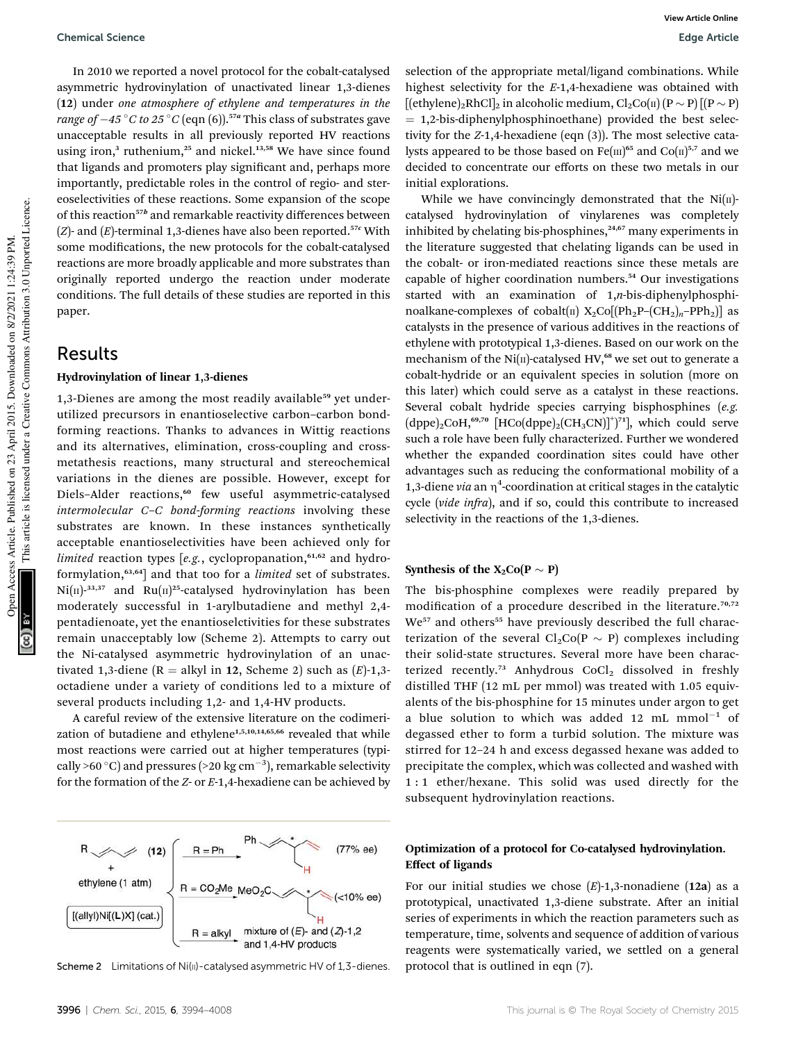In 2010 we reported a novel protocol for the cobalt-catalysed asymmetric hydrovinylation of unactivated linear 1,3-dienes (**12**) under *one atmosphere of ethylene and temperatures in the range of −45 °C to 25 °C* (eqn (6)).[57a] This class of substrates gave unacceptable results in all previously reported HV reactions using iron,[3] ruthenium,[25] and nickel.[13,58] We have since found that ligands and promoters play significant and, perhaps more importantly, predictable roles in the control of regio- and stereoselectivities of these reactions. Some expansion of the scope of this reaction[57b] and remarkable reactivity differences between (*Z*)- and (*E*)-terminal 1,3-dienes have also been reported.[57c] With some modifications, the new protocols for the cobalt-catalysed reactions are more broadly applicable and more substrates than originally reported undergo the reaction under moderate conditions. The full details of these studies are reported in this paper.

## Results

### Hydrovinylation of linear 1,3-dienes

1,3-Dienes are among the most readily available[59] yet under-utilized precursors in enantioselective carbon–carbon bond-forming reactions. Thanks to advances in Wittig reactions and its alternatives, elimination, cross-coupling and cross-metathesis reactions, many structural and stereochemical variations in the dienes are possible. However, except for Diels–Alder reactions,[60] few useful asymmetric-catalysed *intermolecular C–C bond-forming reactions* involving these substrates are known. In these instances synthetically acceptable enantioselectivities have been achieved only for *limited* reaction types [*e.g.*, cyclopropanation,[61,62] and hydroformylation,[63,64]] and that too for a *limited* set of substrates. Ni(II)-[33,37] and Ru(II)[25]-catalysed hydrovinylation has been moderately successful in 1-arylbutadiene and methyl 2,4-pentadienoate, yet the enantioselctivities for these substrates remain unacceptably low (Scheme 2). Attempts to carry out the Ni-catalysed asymmetric hydrovinylation of an unactivated 1,3-diene (R = alkyl in **12**, Scheme 2) such as (*E*)-1,3-octadiene under a variety of conditions led to a mixture of several products including 1,2- and 1,4-HV products.

A careful review of the extensive literature on the codimerization of butadiene and ethylene[1,5,10,14,65,66] revealed that while most reactions were carried out at higher temperatures (typically >60 °C) and pressures (>20 kg cm$^{-3}$), remarkable selectivity for the formation of the *Z*- or *E*-1,4-hexadiene can be achieved by selection of the appropriate metal/ligand combinations. While highest selectivity for the *E*-1,4-hexadiene was obtained with $[(\text{ethylene})_2\text{RhCl}]_2$ in alcoholic medium, $\text{Cl}_2\text{Co(II)}(\text{P}\sim\text{P})$ [(P ∼ P) = 1,2-bis-diphenylphosphinoethane) provided the best selectivity for the *Z*-1,4-hexadiene (eqn (3)). The most selective catalysts appeared to be those based on Fe(III)[65] and Co(I)[5,7] and we decided to concentrate our efforts on these two metals in our initial explorations.

Scheme 2 Limitations of Ni(II)-catalysed asymmetric HV of 1,3-dienes.

While we have convincingly demonstrated that the Ni(II)-catalysed hydrovinylation of vinylarenes was completely inhibited by chelating bis-phosphines,[24,67] many experiments in the literature suggested that chelating ligands can be used in the cobalt- or iron-mediated reactions since these metals are capable of higher coordination numbers.[54] Our investigations started with an examination of 1,*n*-bis-diphenylphosphinoalkane-complexes of cobalt(II) $\text{X}_2\text{Co}[(\text{Ph}_2\text{P–(CH}_2)_n\text{–PPh}_2)]$ as catalysts in the presence of various additives in the reactions of ethylene with prototypical 1,3-dienes. Based on our work on the mechanism of the Ni(II)-catalysed HV,[68] we set out to generate a cobalt-hydride or an equivalent species in solution (more on this later) which could serve as a catalyst in these reactions. Several cobalt hydride species carrying bisphosphines (*e.g.* $(\text{dppe})_2\text{CoH}$,[69,70] $[\text{HCo(dppe)}_2(\text{CH}_3\text{CN})]^+$)[71], which could serve such a role have been fully characterized. Further we wondered whether the expanded coordination sites could have other advantages such as reducing the conformational mobility of a 1,3-diene *via* an $\eta^4$-coordination at critical stages in the catalytic cycle (*vide infra*), and if so, could this contribute to increased selectivity in the reactions of the 1,3-dienes.

### Synthesis of the $\text{X}_2\text{Co}(\text{P}\sim\text{P})$

The bis-phosphine complexes were readily prepared by modification of a procedure described in the literature.[70,72] We[57] and others[55] have previously described the full characterization of the several $\text{Cl}_2\text{Co}(\text{P}\sim\text{P})$ complexes including their solid-state structures. Several more have been characterized recently.[73] Anhydrous $\text{CoCl}_2$ dissolved in freshly distilled THF (12 mL per mmol) was treated with 1.05 equivalents of the bis-phosphine for 15 minutes under argon to get a blue solution to which was added 12 mL mmol$^{-1}$ of degassed ether to form a turbid solution. The mixture was stirred for 12–24 h and excess degassed hexane was added to precipitate the complex, which was collected and washed with 1 : 1 ether/hexane. This solid was used directly for the subsequent hydrovinylation reactions.

### Optimization of a protocol for Co-catalysed hydrovinylation. Effect of ligands

For our initial studies we chose (*E*)-1,3-nonadiene (**12a**) as a prototypical, unactivated 1,3-diene substrate. After an initial series of experiments in which the reaction parameters such as temperature, time, solvents and sequence of addition of various reagents were systematically varied, we settled on a general protocol that is outlined in eqn (7).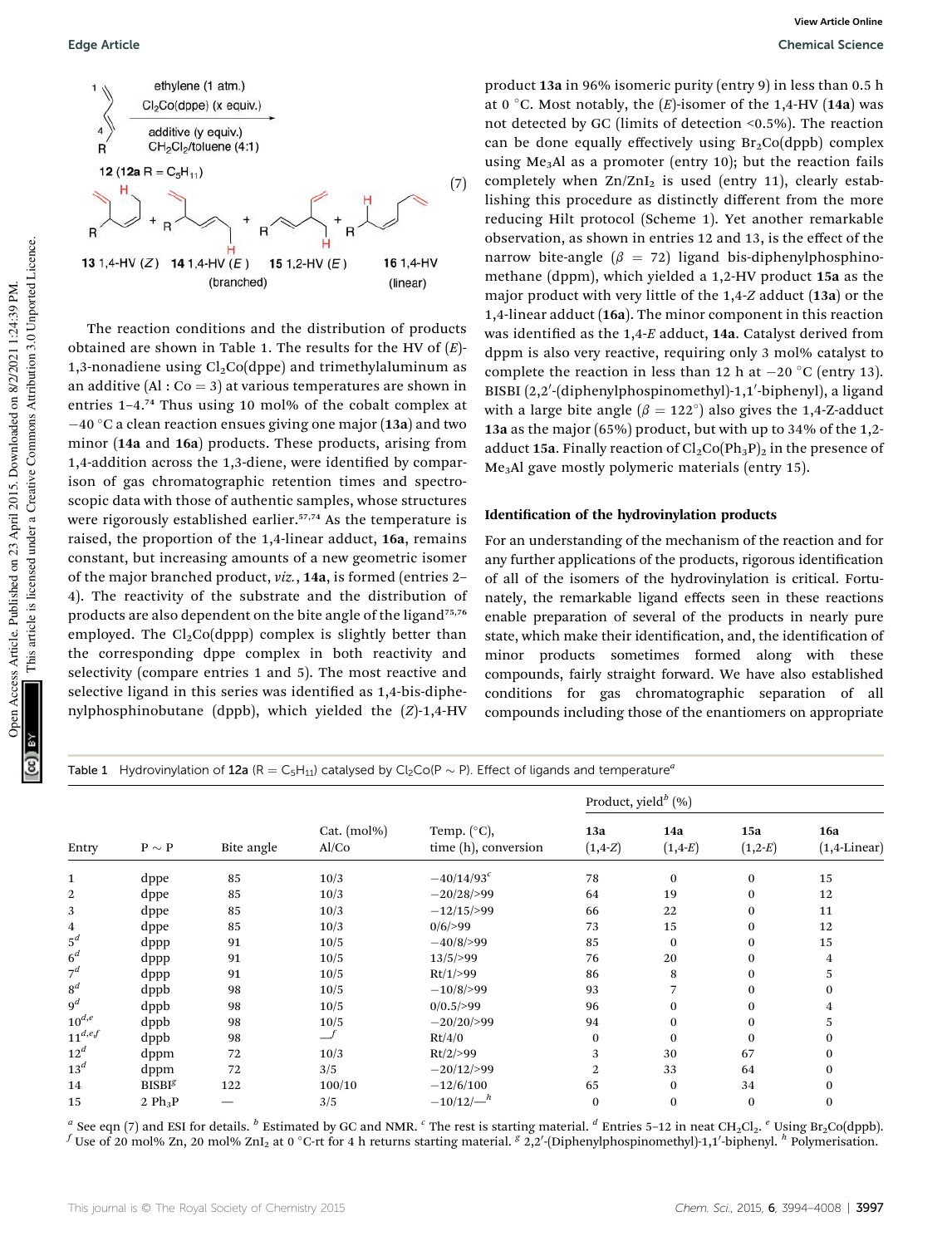$$\text{12 (12a R = C}_5\text{H}_{11}\text{)} \xrightarrow[\text{additive (y equiv.)}\ \text{CH}_2\text{Cl}_2\text{/toluene (4:1)}]{\text{ethylene (1 atm.)}\ \text{Cl}_2\text{Co(dppe) (x equiv.)}} \text{13 1,4-HV (Z)} + \text{14 1,4-HV (E) (branched)} + \text{15 1,2-HV (E)} + \text{16 1,4-HV (linear)} \quad (7)$$

The reaction conditions and the distribution of products obtained are shown in Table 1. The results for the HV of (*E*)-1,3-nonadiene using $Cl_2Co(dppe)$ and trimethylaluminum as an additive (Al : Co = 3) at various temperatures are shown in entries 1–4.[74] Thus using 10 mol% of the cobalt complex at −40 °C a clean reaction ensues giving one major (**13a**) and two minor (**14a** and **16a**) products. These products, arising from 1,4-addition across the 1,3-diene, were identified by comparison of gas chromatographic retention times and spectroscopic data with those of authentic samples, whose structures were rigorously established earlier.[57,74] As the temperature is raised, the proportion of the 1,4-linear adduct, **16a**, remains constant, but increasing amounts of a new geometric isomer of the major branched product, *viz.*, **14a**, is formed (entries 2–4). The reactivity of the substrate and the distribution of products are also dependent on the bite angle of the ligand[75,76] employed. The $Cl_2Co(dppp)$ complex is slightly better than the corresponding dppe complex in both reactivity and selectivity (compare entries 1 and 5). The most reactive and selective ligand in this series was identified as 1,4-bis-diphenylphosphinobutane (dppb), which yielded the (*Z*)-1,4-HV product **13a** in 96% isomeric purity (entry 9) in less than 0.5 h at 0 °C. Most notably, the (*E*)-isomer of the 1,4-HV (**14a**) was not detected by GC (limits of detection <0.5%). The reaction can be done equally effectively using $Br_2Co(dppb)$ complex using $Me_3Al$ as a promoter (entry 10); but the reaction fails completely when $Zn/ZnI_2$ is used (entry 11), clearly establishing this procedure as distinctly different from the more reducing Hilt protocol (Scheme 1). Yet another remarkable observation, as shown in entries 12 and 13, is the effect of the narrow bite-angle ($\beta$ = 72) ligand bis-diphenylphosphinomethane (dppm), which yielded a 1,2-HV product **15a** as the major product with very little of the 1,4-*Z* adduct (**13a**) or the 1,4-linear adduct (**16a**). The minor component in this reaction was identified as the 1,4-*E* adduct, **14a**. Catalyst derived from dppm is also very reactive, requiring only 3 mol% catalyst to complete the reaction in less than 12 h at −20 °C (entry 13). BISBI (2,2′-(diphenylphospinomethyl)-1,1′-biphenyl), a ligand with a large bite angle ($\beta$ = 122°) also gives the 1,4-Z-adduct **13a** as the major (65%) product, but with up to 34% of the 1,2-adduct **15a**. Finally reaction of $Cl_2Co(Ph_3P)_2$ in the presence of $Me_3Al$ gave mostly polymeric materials (entry 15).

## Identification of the hydrovinylation products

For an understanding of the mechanism of the reaction and for any further applications of the products, rigorous identification of all of the isomers of the hydrovinylation is critical. Fortunately, the remarkable ligand effects seen in these reactions enable preparation of several of the products in nearly pure state, which make their identification, and, the identification of minor products sometimes formed along with these compounds, fairly straight forward. We have also established conditions for gas chromatographic separation of all compounds including those of the enantiomers on appropriate

Table 1 Hydrovinylation of **12a** ($R = C_5H_{11}$) catalysed by $Cl_2Co(P\sim P)$. Effect of ligands and temperature[a]

| | | | | | Product, yield[b] (%) | | | |
|---|---|---|---|---|---|---|---|---|
| Entry | P ~ P | Bite angle | Cat. (mol%) Al/Co | Temp. (°C), time (h), conversion | **13a** (1,4-*Z*) | **14a** (1,4-*E*) | **15a** (1,2-*E*) | **16a** (1,4-Linear) |
| 1 | dppe | 85 | 10/3 | −40/14/93[c] | 78 | 0 | 0 | 15 |
| 2 | dppe | 85 | 10/3 | −20/28/>99 | 64 | 19 | 0 | 12 |
| 3 | dppe | 85 | 10/3 | −12/15/>99 | 66 | 22 | 0 | 11 |
| 4 | dppe | 85 | 10/3 | 0/6/>99 | 73 | 15 | 0 | 12 |
| 5[d] | dppp | 91 | 10/5 | −40/8/>99 | 85 | 0 | 0 | 15 |
| 6[d] | dppp | 91 | 10/5 | 13/5/>99 | 76 | 20 | 0 | 4 |
| 7[d] | dppp | 91 | 10/5 | Rt/1/>99 | 86 | 8 | 0 | 5 |
| 8[d] | dppb | 98 | 10/5 | −10/8/>99 | 93 | 7 | 0 | 0 |
| 9[d] | dppb | 98 | 10/5 | 0/0.5/>99 | 96 | 0 | 0 | 4 |
| 10[d,e] | dppb | 98 | 10/5 | −20/20/>99 | 94 | 0 | 0 | 5 |
| 11[d,e,f] | dppb | 98 | —[f] | Rt/4/0 | 0 | 0 | 0 | 0 |
| 12[d] | dppm | 72 | 10/3 | Rt/2/>99 | 3 | 30 | 67 | 0 |
| 13[d] | dppm | 72 | 3/5 | −20/12/>99 | 2 | 33 | 64 | 0 |
| 14 | BISBI[g] | 122 | 100/10 | −12/6/100 | 65 | 0 | 34 | 0 |
| 15 | 2 $Ph_3P$ | — | 3/5 | −10/12/—[h] | 0 | 0 | 0 | 0 |

[a] See eqn (7) and ESI for details. [b] Estimated by GC and NMR. [c] The rest is starting material. [d] Entries 5–12 in neat $CH_2Cl_2$. [e] Using $Br_2Co(dppb)$. [f] Use of 20 mol% Zn, 20 mol% $ZnI_2$ at 0 °C-rt for 4 h returns starting material. [g] 2,2′-(Diphenylphospinomethyl)-1,1′-biphenyl. [h] Polymerisation.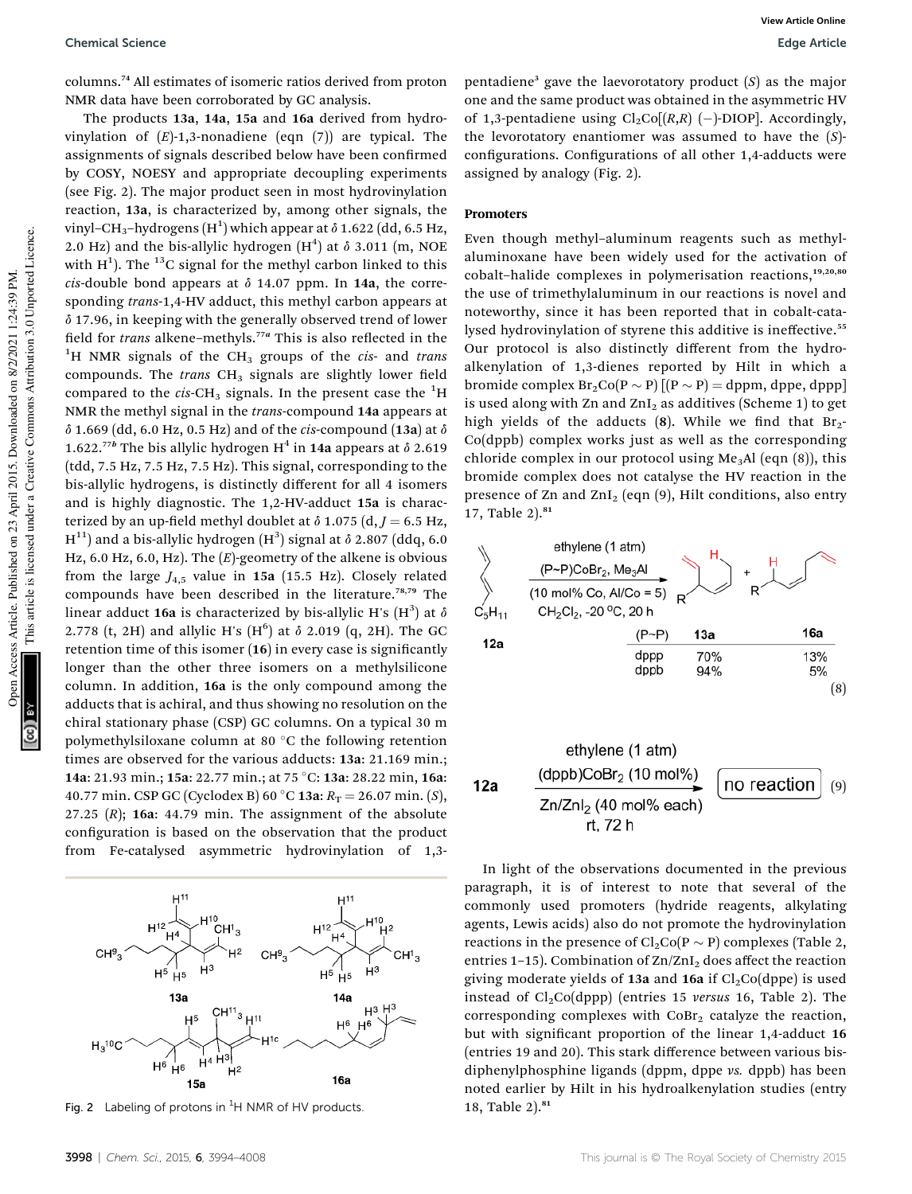columns.[74] All estimates of isomeric ratios derived from proton NMR data have been corroborated by GC analysis.

The products **13a**, **14a**, **15a** and **16a** derived from hydrovinylation of (*E*)-1,3-nonadiene (eqn (7)) are typical. The assignments of signals described below have been confirmed by COSY, NOESY and appropriate decoupling experiments (see Fig. 2). The major product seen in most hydrovinylation reaction, **13a**, is characterized by, among other signals, the vinyl–$CH_3$–hydrogens ($H^1$) which appear at δ 1.622 (dd, 6.5 Hz, 2.0 Hz) and the bis-allylic hydrogen ($H^4$) at δ 3.011 (m, NOE with $H^1$). The $^{13}C$ signal for the methyl carbon linked to this *cis*-double bond appears at δ 14.07 ppm. In **14a**, the corresponding *trans*-1,4-HV adduct, this methyl carbon appears at δ 17.96, in keeping with the generally observed trend of lower field for *trans* alkene–methyls.[77a] This is also reflected in the $^1H$ NMR signals of the $CH_3$ groups of the *cis*- and *trans* compounds. The *trans* $CH_3$ signals are slightly lower field compared to the *cis*-$CH_3$ signals. In the present case the $^1H$ NMR the methyl signal in the *trans*-compound **14a** appears at δ 1.669 (dd, 6.0 Hz, 0.5 Hz) and of the *cis*-compound (**13a**) at δ 1.622.[77b] The bis allylic hydrogen $H^4$ in **14a** appears at δ 2.619 (tdd, 7.5 Hz, 7.5 Hz, 7.5 Hz). This signal, corresponding to the bis-allylic hydrogens, is distinctly different for all 4 isomers and is highly diagnostic. The 1,2-HV-adduct **15a** is characterized by an up-field methyl doublet at δ 1.075 (d, $J$ = 6.5 Hz, $H^{11}$) and a bis-allylic hydrogen ($H^3$) signal at δ 2.807 (ddq, 6.0 Hz, 6.0 Hz, 6.0 Hz). The (*E*)-geometry of the alkene is obvious from the large $J_{4,5}$ value in **15a** (15.5 Hz). Closely related compounds have been described in the literature.[78,79] The linear adduct **16a** is characterized by bis-allylic H's ($H^3$) at δ 2.778 (t, 2H) and allylic H's ($H^6$) at δ 2.019 (q, 2H). The GC retention time of this isomer (**16**) in every case is significantly longer than the other three isomers on a methylsilicone column. In addition, **16a** is the only compound among the adducts that is achiral, and thus showing no resolution on the chiral stationary phase (CSP) GC columns. On a typical 30 m polymethylsiloxane column at 80 °C the following retention times are observed for the various adducts: **13a**: 21.169 min.; **14a**: 21.93 min.; **15a**: 22.77 min.; at 75 °C: **13a**: 28.22 min, **16a**: 40.77 min. CSP GC (Cyclodex B) 60 °C **13a**: $R_T$ = 26.07 min. (*S*), 27.25 (*R*); **16a**: 44.79 min. The assignment of the absolute configuration is based on the observation that the product from Fe-catalysed asymmetric hydrovinylation of 1,3-pentadiene[3] gave the laevorotatory product (*S*) as the major one and the same product was obtained in the asymmetric HV of 1,3-pentadiene using $Cl_2Co[(R,R)$ (−)-DIOP]. Accordingly, the levorotatory enantiomer was assumed to have the (*S*)-configurations. Configurations of all other 1,4-adducts were assigned by analogy (Fig. 2).

Fig. 2 Labeling of protons in $^1H$ NMR of HV products.

## Promoters

Even though methyl–aluminum reagents such as methylaluminoxane have been widely used for the activation of cobalt–halide complexes in polymerisation reactions,[19,20,80] the use of trimethylaluminum in our reactions is novel and noteworthy, since it has been reported that in cobalt-catalysed hydrovinylation of styrene this additive is ineffective.[55] Our protocol is also distinctly different from the hydroalkenylation of 1,3-dienes reported by Hilt in which a bromide complex $Br_2Co(P\sim P)$ [(P ∼ P) = dppm, dppe, dppp] is used along with Zn and $ZnI_2$ as additives (Scheme 1) to get high yields of the adducts (**8**). While we find that $Br_2Co(dppb)$ complex works just as well as the corresponding chloride complex in our protocol using $Me_3Al$ (eqn (8)), this bromide complex does not catalyse the HV reaction in the presence of Zn and $ZnI_2$ (eqn (9), Hilt conditions, also entry 17, Table 2).[81]

**12a** → ethylene (1 atm), (P∼P)$CoBr_2$, $Me_3Al$ (10 mol% Co, Al/Co = 5), $CH_2Cl_2$, −20 °C, 20 h → **13a** + **16a** (8)

| (P∼P) | 13a | 16a |
|---|---|---|
| dppp | 70% | 13% |
| dppb | 94% | 5% |

**12a** → ethylene (1 atm), (dppb)$CoBr_2$ (10 mol%), Zn/$ZnI_2$ (40 mol% each), rt, 72 h → no reaction (9)

In light of the observations documented in the previous paragraph, it is of interest to note that several of the commonly used promoters (hydride reagents, alkylating agents, Lewis acids) also do not promote the hydrovinylation reactions in the presence of $Cl_2Co(P\sim P)$ complexes (Table 2, entries 1–15). Combination of Zn/$ZnI_2$ does affect the reaction giving moderate yields of **13a** and **16a** if $Cl_2Co(dppe)$ is used instead of $Cl_2Co(dppp)$ (entries 15 *versus* 16, Table 2). The corresponding complexes with $CoBr_2$ catalyze the reaction, but with significant proportion of the linear 1,4-adduct **16** (entries 19 and 20). This stark difference between various bis-diphenylphosphine ligands (dppm, dppe *vs.* dppb) has been noted earlier by Hilt in his hydroalkenylation studies (entry 18, Table 2).[81]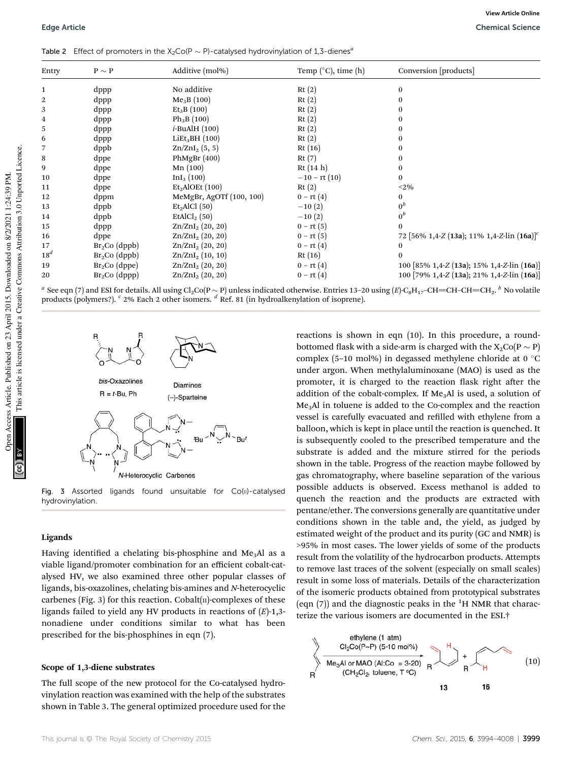Table 2 Effect of promoters in the $X_2Co(P \sim P)$-catalysed hydrovinylation of 1,3-dienes[a]

| Entry | P ~ P | Additive (mol%) | Temp (°C), time (h) | Conversion [products] |
|---|---|---|---|---|
| 1 | dppp | No additive | Rt (2) | 0 |
| 2 | dppp | $Me_3B$ (100) | Rt (2) | 0 |
| 3 | dppp | $Et_3B$ (100) | Rt (2) | 0 |
| 4 | dppp | $Ph_3B$ (100) | Rt (2) | 0 |
| 5 | dppp | *i*-BuAlH (100) | Rt (2) | 0 |
| 6 | dppp | $LiEt_3BH$ (100) | Rt (2) | 0 |
| 7 | dppb | $Zn/ZnI_2$ (5, 5) | Rt (16) | 0 |
| 8 | dppe | PhMgBr (400) | Rt (7) | 0 |
| 9 | dppe | Mn (100) | Rt (14 h) | 0 |
| 10 | dppe | $InI_3$ (100) | −10 – rt (10) | 0 |
| 11 | dppe | $Et_2AlOEt$ (100) | Rt (2) | <2% |
| 12 | dppm | MeMgBr, AgOTf (100, 100) | 0 – rt (4) | 0 |
| 13 | dppb | $Et_2AlCl$ (50) | −10 (2) | 0[b] |
| 14 | dppb | $EtAlCl_2$ (50) | −10 (2) | 0[b] |
| 15 | dppp | $Zn/ZnI_2$ (20, 20) | 0 – rt (5) | 0 |
| 16 | dppe | $Zn/ZnI_2$ (20, 20) | 0 – rt (5) | 72 [56% 1,4-*Z* (**13a**); 11% 1,4-*Z*-lin (**16a**)][c] |
| 17 | $Br_2Co$ (dppb) | $Zn/ZnI_2$ (20, 20) | 0 – rt (4) | 0 |
| 18[d] | $Br_2Co$ (dppb) | $Zn/ZnI_2$ (10, 10) | Rt (16) | 0 |
| 19 | $Br_2Co$ (dppe) | $Zn/ZnI_2$ (20, 20) | 0 – rt (4) | 100 [85% 1,4-*Z* (**13a**); 15% 1,4-*Z*-lin (**16a**)] |
| 20 | $Br_2Co$ (dppp) | $Zn/ZnI_2$ (20, 20) | 0 – rt (4) | 100 [79% 1,4-*Z* (**13a**); 21% 1,4-*Z*-lin (**16a**)] |

[a] See eqn (7) and ESI for details. All using $Cl_2Co(P \sim P)$ unless indicated otherwise. Entries 13–20 using (*E*)-$C_8H_{17}$–CH=CH–CH=$CH_2$. [b] No volatile products (polymers?). [c] 2% Each 2 other isomers. [d] Ref. 81 (in hydroalkenylation of isoprene).

Fig. 3 Assorted ligands found unsuitable for Co(II)-catalysed hydrovinylation.

## Ligands

Having identified a chelating bis-phosphine and $Me_3Al$ as a viable ligand/promoter combination for an efficient cobalt-catalysed HV, we also examined three other popular classes of ligands, bis-oxazolines, chelating bis-amines and *N*-heterocyclic carbenes (Fig. 3) for this reaction. Cobalt(II)-complexes of these ligands failed to yield any HV products in reactions of (*E*)-1,3-nonadiene under conditions similar to what has been prescribed for the bis-phosphines in eqn (7).

## Scope of 1,3-diene substrates

The full scope of the new protocol for the Co-catalysed hydrovinylation reaction was examined with the help of the substrates shown in Table 3. The general optimized procedure used for the reactions is shown in eqn (10). In this procedure, a round-bottomed flask with a side-arm is charged with the $X_2Co(P \sim P)$ complex (5–10 mol%) in degassed methylene chloride at 0 °C under argon. When methylaluminoxane (MAO) is used as the promoter, it is charged to the reaction flask right after the addition of the cobalt-complex. If $Me_3Al$ is used, a solution of $Me_3Al$ in toluene is added to the Co-complex and the reaction vessel is carefully evacuated and refilled with ethylene from a balloon, which is kept in place until the reaction is quenched. It is subsequently cooled to the prescribed temperature and the substrate is added and the mixture stirred for the periods shown in the table. Progress of the reaction maybe followed by gas chromatography, where baseline separation of the various possible adducts is observed. Excess methanol is added to quench the reaction and the products are extracted with pentane/ether. The conversions generally are quantitative under conditions shown in the table and, the yield, as judged by estimated weight of the product and its purity (GC and NMR) is >95% in most cases. The lower yields of some of the products result from the volatility of the hydrocarbon products. Attempts to remove last traces of the solvent (especially on small scales) result in some loss of materials. Details of the characterization of the isomeric products obtained from prototypical substrates (eqn (7)) and the diagnostic peaks in the $^1H$ NMR that characterize the various isomers are documented in the ESI.†

ethylene (1 atm), $Cl_2Co(P\sim P)$ (5-10 mol%), $Me_3Al$ or MAO (Al:Co = 3-20), ($CH_2Cl_2$, toluene, T °C) → **13** + **16** (10)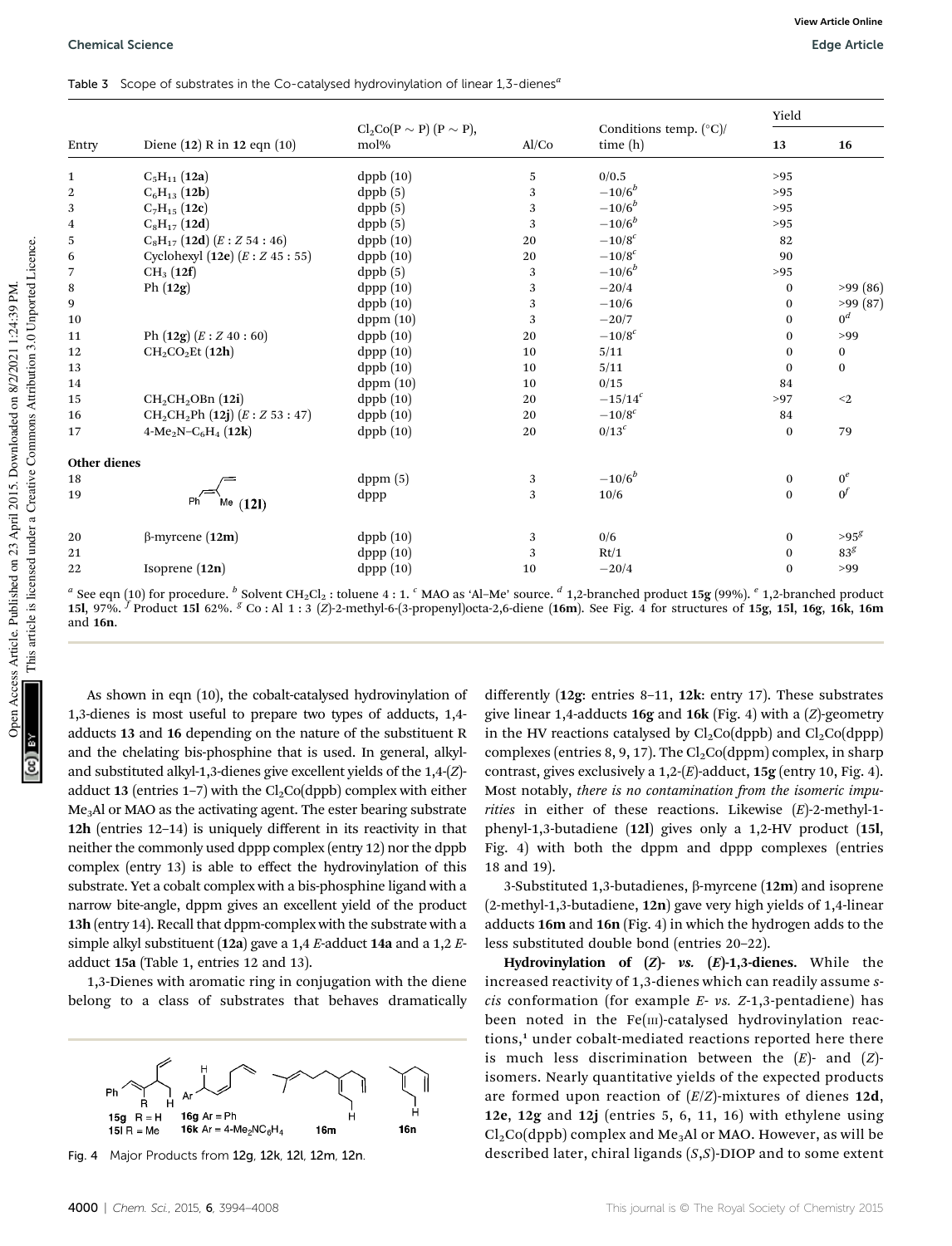Table 3 Scope of substrates in the Co-catalysed hydrovinylation of linear 1,3-dienes[a]

| Entry | Diene (12) R in 12 eqn (10) | $Cl_2Co(P\sim P)$ (P ~ P), mol% | Al/Co | Conditions temp. (°C)/time (h) | Yield 13 | Yield 16 |
|---|---|---|---|---|---|---|
| 1 | $C_5H_{11}$ (12a) | dppb (10) | 5 | 0/0.5 | >95 | |
| 2 | $C_6H_{13}$ (12b) | dppb (5) | 3 | −10/6[b] | >95 | |
| 3 | $C_7H_{15}$ (12c) | dppb (5) | 3 | −10/6[b] | >95 | |
| 4 | $C_8H_{17}$ (12d) | dppb (5) | 3 | −10/6[b] | >95 | |
| 5 | $C_8H_{17}$ (12d) (E : Z 54 : 46) | dppb (10) | 20 | −10/8[c] | 82 | |
| 6 | Cyclohexyl (12e) (E : Z 45 : 55) | dppb (10) | 20 | −10/8[c] | 90 | |
| 7 | $CH_3$ (12f) | dppb (5) | 3 | −10/6[b] | >95 | |
| 8 | Ph (12g) | dppp (10) | 3 | −20/4 | 0 | >99 (86) |
| 9 | | dppb (10) | 3 | −10/6 | 0 | >99 (87) |
| 10 | | dppm (10) | 3 | −20/7 | 0 | 0[d] |
| 11 | Ph (12g) (E : Z 40 : 60) | dppb (10) | 20 | −10/8[c] | 0 | >99 |
| 12 | $CH_2CO_2Et$ (12h) | dppp (10) | 10 | 5/11 | 0 | 0 |
| 13 | | dppb (10) | 10 | 5/11 | 0 | 0 |
| 14 | | dppm (10) | 10 | 0/15 | 84 | |
| 15 | $CH_2CH_2OBn$ (12i) | dppb (10) | 20 | −15/14[c] | >97 | <2 |
| 16 | $CH_2CH_2Ph$ (12j) (E : Z 53 : 47) | dppb (10) | 20 | −10/8[c] | 84 | |
| 17 | 4-$Me_2N$–$C_6H_4$ (12k) | dppb (10) | 20 | 0/13[c] | 0 | 79 |
| **Other dienes** | | | | | | |
| 18 | (12l) | dppm (5) | 3 | −10/6[b] | 0 | 0[e] |
| 19 | | dppp | 3 | 10/6 | 0 | 0[f] |
| 20 | β-myrcene (12m) | dppb (10) | 3 | 0/6 | 0 | >95[g] |
| 21 | | dppp (10) | 3 | Rt/1 | 0 | 83[g] |
| 22 | Isoprene (12n) | dppp (10) | 10 | −20/4 | 0 | >99 |

[a] See eqn (10) for procedure. [b] Solvent $CH_2Cl_2$ : toluene 4 : 1. [c] MAO as 'Al–Me' source. [d] 1,2-branched product 15g (99%). [e] 1,2-branched product 15l, 97%. [f] Product 15l 62%. [g] Co : Al 1 : 3 (Z)-2-methyl-6-(3-propenyl)octa-2,6-diene (16m). See Fig. 4 for structures of 15g, 15l, 16g, 16k, 16m and 16n.

As shown in eqn (10), the cobalt-catalysed hydrovinylation of 1,3-dienes is most useful to prepare two types of adducts, 1,4-adducts 13 and 16 depending on the nature of the substituent R and the chelating bis-phosphine that is used. In general, alkyl- and substituted alkyl-1,3-dienes give excellent yields of the 1,4-(Z)-adduct 13 (entries 1–7) with the $Cl_2Co(dppb)$ complex with either $Me_3Al$ or MAO as the activating agent. The ester bearing substrate 12h (entries 12–14) is uniquely different in its reactivity in that neither the commonly used dppp complex (entry 12) nor the dppb complex (entry 13) is able to effect the hydrovinylation of this substrate. Yet a cobalt complex with a bis-phosphine ligand with a narrow bite-angle, dppm gives an excellent yield of the product 13h (entry 14). Recall that dppm-complex with the substrate with a simple alkyl substituent (12a) gave a 1,4 E-adduct 14a and a 1,2 E-adduct 15a (Table 1, entries 12 and 13).

1,3-Dienes with aromatic ring in conjugation with the diene belong to a class of substrates that behaves dramatically differently (12g: entries 8–11, 12k: entry 17). These substrates give linear 1,4-adducts 16g and 16k (Fig. 4) with a (Z)-geometry in the HV reactions catalysed by $Cl_2Co(dppb)$ and $Cl_2Co(dppp)$ complexes (entries 8, 9, 17). The $Cl_2Co(dppm)$ complex, in sharp contrast, gives exclusively a 1,2-(E)-adduct, 15g (entry 10, Fig. 4). Most notably, *there is no contamination from the isomeric impurities* in either of these reactions. Likewise (E)-2-methyl-1-phenyl-1,3-butadiene (12l) gives only a 1,2-HV product (15l, Fig. 4) with both the dppm and dppp complexes (entries 18 and 19).

3-Substituted 1,3-butadienes, β-myrcene (12m) and isoprene (2-methyl-1,3-butadiene, 12n) gave very high yields of 1,4-linear adducts 16m and 16n (Fig. 4) in which the hydrogen adds to the less substituted double bond (entries 20–22).

Fig. 4 Major Products from 12g, 12k, 12l, 12m, 12n.

**Hydrovinylation of (Z)- vs. (E)-1,3-dienes.** While the increased reactivity of 1,3-dienes which can readily assume *s-cis* conformation (for example *E- vs. Z*-1,3-pentadiene) has been noted in the Fe(III)-catalysed hydrovinylation reactions,[1] under cobalt-mediated reactions reported here there is much less discrimination between the (E)- and (Z)-isomers. Nearly quantitative yields of the expected products are formed upon reaction of (E/Z)-mixtures of dienes 12d, 12e, 12g and 12j (entries 5, 6, 11, 16) with ethylene using $Cl_2Co(dppb)$ complex and $Me_3Al$ or MAO. However, as will be described later, chiral ligands (S,S)-DIOP and to some extent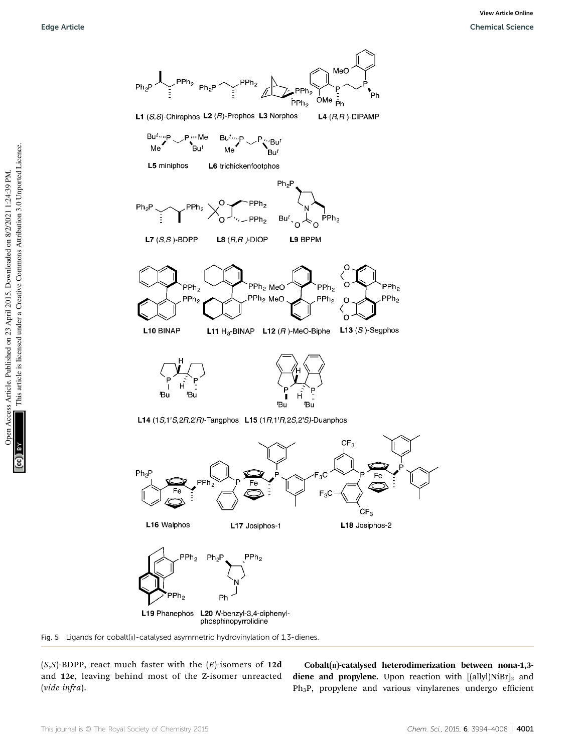Fig. 5 Ligands for cobalt(II)-catalysed asymmetric hydrovinylation of 1,3-dienes.

(*S*,*S*)-BDPP, react much faster with the (*E*)-isomers of **12d** and **12e**, leaving behind most of the Z-isomer unreacted (*vide infra*).

**Cobalt(II)-catalysed heterodimerization between nona-1,3-diene and propylene.** Upon reaction with $[(allyl)NiBr]_2$ and $Ph_3P$, propylene and various vinylarenes undergo efficient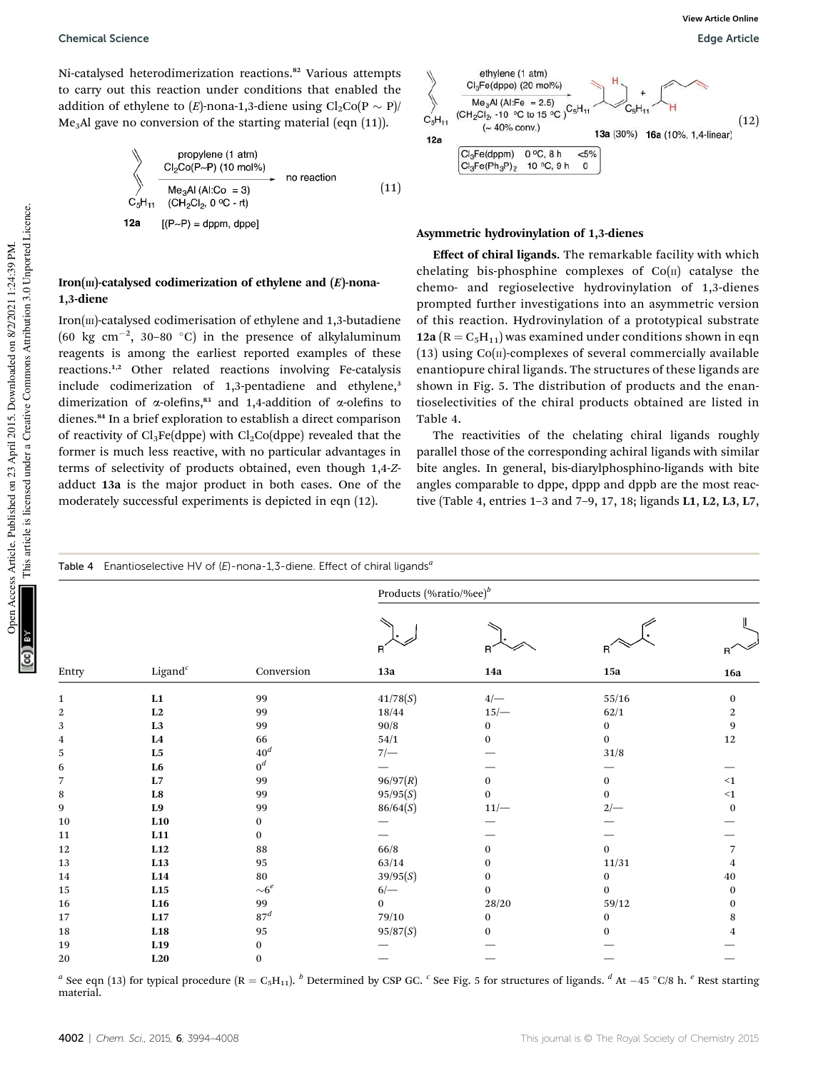Ni-catalysed heterodimerization reactions.[82] Various attempts to carry out this reaction under conditions that enabled the addition of ethylene to (*E*)-nona-1,3-diene using $Cl_2Co(P \sim P)$/$Me_3Al$ gave no conversion of the starting material (eqn (11)).

$$\textbf{12a} \xrightarrow[\substack{Me_3Al\ (Al:Co\ =\ 3)\\ (CH_2Cl_2,\ 0\ ^\circ C\text{ - rt})}]{\substack{\text{propylene (1 atm)}\\ Cl_2Co(P\sim P)\ (10\ mol\%)}} \text{no reaction} \quad [(P\sim P) = \text{dppm, dppe}] \tag{11}$$

### Iron(III)-catalysed codimerization of ethylene and (*E*)-nona-1,3-diene

Iron(III)-catalysed codimerisation of ethylene and 1,3-butadiene (60 kg $cm^{-2}$, 30–80 °C) in the presence of alkylaluminum reagents is among the earliest reported examples of these reactions.[1,2] Other related reactions involving Fe-catalysis include codimerization of 1,3-pentadiene and ethylene,[3] dimerization of α-olefins,[83] and 1,4-addition of α-olefins to dienes.[84] In a brief exploration to establish a direct comparison of reactivity of $Cl_3Fe(dppe)$ with $Cl_2Co(dppe)$ revealed that the former is much less reactive, with no particular advantages in terms of selectivity of products obtained, even though 1,4-*Z*-adduct **13a** is the major product in both cases. One of the moderately successful experiments is depicted in eqn (12).

$$\textbf{12a} \xrightarrow[\substack{Me_3Al\ (Al:Fe\ =\ 2.5)\\ (CH_2Cl_2,\ -10\ ^\circ C\text{ to }15\ ^\circ C)\\ (\sim 40\%\ conv.)}]{\substack{\text{ethylene (1 atm)}\\ Cl_3Fe(dppe)\ (20\ mol\%)}} \textbf{13a}\ (30\%) + \textbf{16a}\ (10\%,\ 1,4\text{-linear}) \tag{12}$$

$Cl_3Fe(dppm)$ 0 °C, 8 h <5%
$Cl_3Fe(Ph_3P)_2$ 10 °C, 9 h 0

## Asymmetric hydrovinylation of 1,3-dienes

**Effect of chiral ligands.** The remarkable facility with which chelating bis-phosphine complexes of Co(II) catalyse the chemo- and regioselective hydrovinylation of 1,3-dienes prompted further investigations into an asymmetric version of this reaction. Hydrovinylation of a prototypical substrate **12a** ($R = C_5H_{11}$) was examined under conditions shown in eqn (13) using Co(II)-complexes of several commercially available enantiopure chiral ligands. The structures of these ligands are shown in Fig. 5. The distribution of products and the enantioselectivities of the chiral products obtained are listed in Table 4.

The reactivities of the chelating chiral ligands roughly parallel those of the corresponding achiral ligands with similar bite angles. In general, bis-diarylphosphino-ligands with bite angles comparable to dppe, dppp and dppb are the most reactive (Table 4, entries 1–3 and 7–9, 17, 18; ligands **L1**, **L2**, **L3**, **L7**,

Table 4 Enantioselective HV of (*E*)-nona-1,3-diene. Effect of chiral ligands[a]

| Entry | Ligand[c] | Conversion | Products (%ratio/%ee)[b] 13a | 14a | 15a | 16a |
|---|---|---|---|---|---|---|
| 1 | **L1** | 99 | 41/78(*S*) | 4/— | 55/16 | 0 |
| 2 | **L2** | 99 | 18/44 | 15/— | 62/1 | 2 |
| 3 | **L3** | 99 | 90/8 | 0 | 0 | 9 |
| 4 | **L4** | 66 | 54/1 | 0 | 0 | 12 |
| 5 | **L5** | 40[d] | 7/— | — | 31/8 | |
| 6 | **L6** | 0[d] | — | — | — | — |
| 7 | **L7** | 99 | 96/97(*R*) | 0 | 0 | <1 |
| 8 | **L8** | 99 | 95/95(*S*) | 0 | 0 | <1 |
| 9 | **L9** | 99 | 86/64(*S*) | 11/— | 2/— | 0 |
| 10 | **L10** | 0 | — | — | — | — |
| 11 | **L11** | 0 | — | — | — | — |
| 12 | **L12** | 88 | 66/8 | 0 | 0 | 7 |
| 13 | **L13** | 95 | 63/14 | 0 | 11/31 | 4 |
| 14 | **L14** | 80 | 39/95(*S*) | 0 | 0 | 40 |
| 15 | **L15** | ~6[e] | 6/— | 0 | 0 | 0 |
| 16 | **L16** | 99 | 0 | 28/20 | 59/12 | 0 |
| 17 | **L17** | 87[d] | 79/10 | 0 | 0 | 8 |
| 18 | **L18** | 95 | 95/87(*S*) | 0 | 0 | 4 |
| 19 | **L19** | 0 | — | — | — | — |
| 20 | **L20** | 0 | — | — | — | — |

[a] See eqn (13) for typical procedure ($R = C_5H_{11}$). [b] Determined by CSP GC. [c] See Fig. 5 for structures of ligands. [d] At −45 °C/8 h. [e] Rest starting material.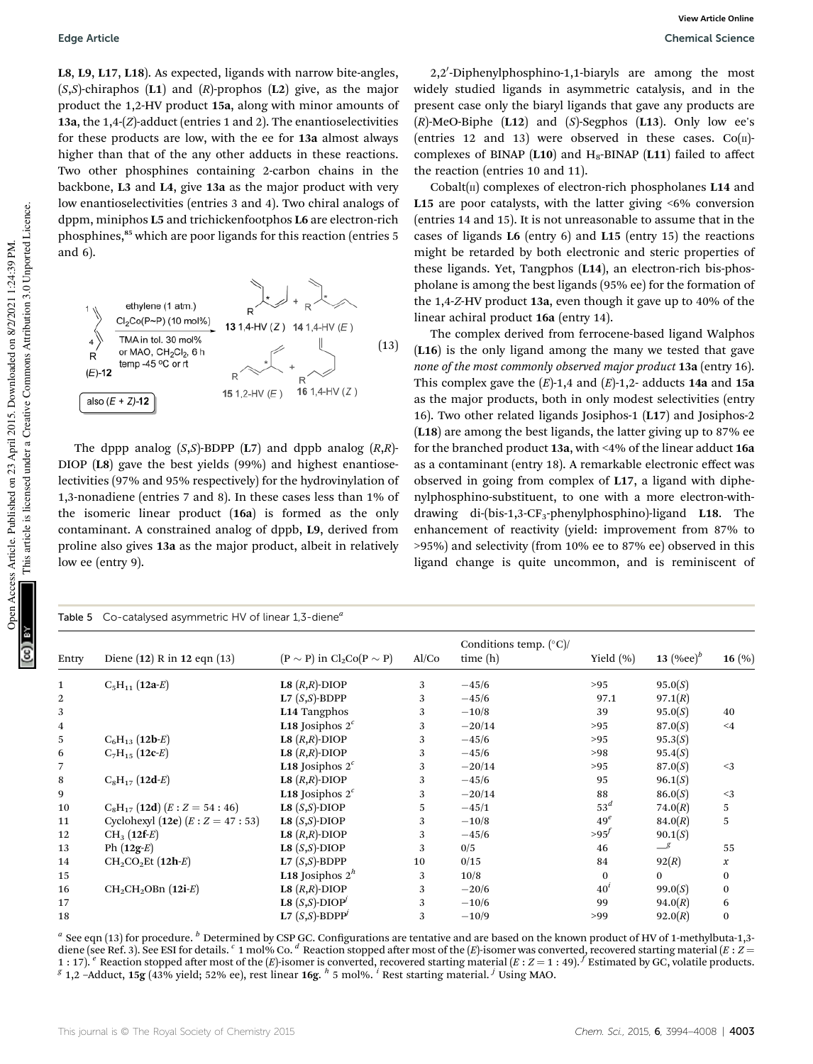L8, L9, L17, L18). As expected, ligands with narrow bite-angles, (*S*,*S*)-chiraphos (L1) and (*R*)-prophos (L2) give, as the major product the 1,2-HV product 15a, along with minor amounts of 13a, the 1,4-(*Z*)-adduct (entries 1 and 2). The enantioselectivities for these products are low, with the ee for 13a almost always higher than that of the any other adducts in these reactions. Two other phosphines containing 2-carbon chains in the backbone, L3 and L4, give 13a as the major product with very low enantioselectivities (entries 3 and 4). Two chiral analogs of dppm, miniphos L5 and trichickenfootphos L6 are electron-rich phosphines,[85] which are poor ligands for this reaction (entries 5 and 6).

(13) [Scheme: (*E*)-12 (also (*E* + *Z*)-12), ethylene (1 atm.), $Cl_2Co(P{\sim}P)$ (10 mol%), TMA in tol. 30 mol% or MAO, $CH_2Cl_2$, 6 h, temp −45 °C or rt → 13 1,4-HV (*Z*) + 14 1,4-HV (*E*) + 15 1,2-HV (*E*) + 16 1,4-HV (*Z*)]

The dppp analog (*S*,*S*)-BDPP (L7) and dppb analog (*R*,*R*)-DIOP (L8) gave the best yields (99%) and highest enantioselectivities (97% and 95% respectively) for the hydrovinylation of 1,3-nonadiene (entries 7 and 8). In these cases less than 1% of the isomeric linear product (16a) is formed as the only contaminant. A constrained analog of dppb, L9, derived from proline also gives 13a as the major product, albeit in relatively low ee (entry 9).

2,2′-Diphenylphosphino-1,1-biaryls are among the most widely studied ligands in asymmetric catalysis, and in the present case only the biaryl ligands that gave any products are (*R*)-MeO-Biphe (L12) and (*S*)-Segphos (L13). Only low ee's (entries 12 and 13) were observed in these cases. Co(II)-complexes of BINAP (L10) and $H_8$-BINAP (L11) failed to affect the reaction (entries 10 and 11).

Cobalt(II) complexes of electron-rich phospholanes L14 and L15 are poor catalysts, with the latter giving <6% conversion (entries 14 and 15). It is not unreasonable to assume that in the cases of ligands L6 (entry 6) and L15 (entry 15) the reactions might be retarded by both electronic and steric properties of these ligands. Yet, Tangphos (L14), an electron-rich bis-phospholane is among the best ligands (95% ee) for the formation of the 1,4-*Z*-HV product 13a, even though it gave up to 40% of the linear achiral product 16a (entry 14).

The complex derived from ferrocene-based ligand Walphos (L16) is the only ligand among the many we tested that gave *none of the most commonly observed major product* 13a (entry 16). This complex gave the (*E*)-1,4 and (*E*)-1,2- adducts 14a and 15a as the major products, both in only modest selectivities (entry 16). Two other related ligands Josiphos-1 (L17) and Josiphos-2 (L18) are among the best ligands, the latter giving up to 87% ee for the branched product 13a, with <4% of the linear adduct 16a as a contaminant (entry 18). A remarkable electronic effect was observed in going from complex of L17, a ligand with diphenylphosphino-substituent, to one with a more electron-withdrawing di-(bis-1,3-$CF_3$-phenylphosphino)-ligand L18. The enhancement of reactivity (yield: improvement from 87% to >95%) and selectivity (from 10% ee to 87% ee) observed in this ligand change is quite uncommon, and is reminiscent of

Table 5 Co-catalysed asymmetric HV of linear 1,3-diene[a]

| Entry | Diene (12) R in 12 eqn (13) | (P ∼ P) in $Cl_2Co(P \sim P)$ | Al/Co | Conditions temp. (°C)/ time (h) | Yield (%) | 13 (%ee)[b] | 16 (%) |
|---|---|---|---|---|---|---|---|
| 1 | $C_5H_{11}$ (12a-*E*) | L8 (*R*,*R*)-DIOP | 3 | −45/6 | >95 | 95.0(*S*) | |
| 2 | | L7 (*S*,*S*)-BDPP | 3 | −45/6 | 97.1 | 97.1(*R*) | |
| 3 | | L14 Tangphos | 3 | −10/8 | 39 | 95.0(*S*) | 40 |
| 4 | | L18 Josiphos 2[c] | 3 | −20/14 | >95 | 87.0(*S*) | <4 |
| 5 | $C_6H_{13}$ (12b-*E*) | L8 (*R*,*R*)-DIOP | 3 | −45/6 | >95 | 95.3(*S*) | |
| 6 | $C_7H_{15}$ (12c-*E*) | L8 (*R*,*R*)-DIOP | 3 | −45/6 | >98 | 95.4(*S*) | |
| 7 | | L18 Josiphos 2[c] | 3 | −20/14 | >95 | 87.0(*S*) | <3 |
| 8 | $C_8H_{17}$ (12d-*E*) | L8 (*R*,*R*)-DIOP | 3 | −45/6 | 95 | 96.1(*S*) | |
| 9 | | L18 Josiphos 2[c] | 3 | −20/14 | 88 | 86.0(*S*) | <3 |
| 10 | $C_8H_{17}$ (12d) (*E* : *Z* = 54 : 46) | L8 (*S*,*S*)-DIOP | 5 | −45/1 | 53[d] | 74.0(*R*) | 5 |
| 11 | Cyclohexyl (12e) (*E* : *Z* = 47 : 53) | L8 (*S*,*S*)-DIOP | 3 | −10/8 | 49[e] | 84.0(*R*) | 5 |
| 12 | $CH_3$ (12f-*E*) | L8 (*R*,*R*)-DIOP | 3 | −45/6 | >95[f] | 90.1(*S*) | |
| 13 | Ph (12g-*E*) | L8 (*S*,*S*)-DIOP | 3 | 0/5 | 46 | —[g] | 55 |
| 14 | $CH_2CO_2Et$ (12h-*E*) | L7 (*S*,*S*)-BDPP | 10 | 0/15 | 84 | 92(*R*) | *x* |
| 15 | | L18 Josiphos 2[h] | 3 | 10/8 | 0 | 0 | 0 |
| 16 | $CH_2CH_2OBn$ (12i-*E*) | L8 (*R*,*R*)-DIOP | 3 | −20/6 | 40[i] | 99.0(*S*) | 0 |
| 17 | | L8 (*S*,*S*)-DIOP[j] | 3 | −10/6 | 99 | 94.0(*R*) | 6 |
| 18 | | L7 (*S*,*S*)-BDPP[j] | 3 | −10/9 | >99 | 92.0(*R*) | 0 |

[a] See eqn (13) for procedure. [b] Determined by CSP GC. Configurations are tentative and are based on the known product of HV of 1-methylbuta-1,3-diene (see Ref. 3). See ESI for details. [c] 1 mol% Co. [d] Reaction stopped after most of the (*E*)-isomer was converted, recovered starting material (*E* : *Z* = 1 : 17). [e] Reaction stopped after most of the (*E*)-isomer is converted, recovered starting material (*E* : *Z* = 1 : 49). [f] Estimated by GC, volatile products. [g] 1,2 –Adduct, 15g (43% yield; 52% ee), rest linear 16g. [h] 5 mol%. [i] Rest starting material. [j] Using MAO.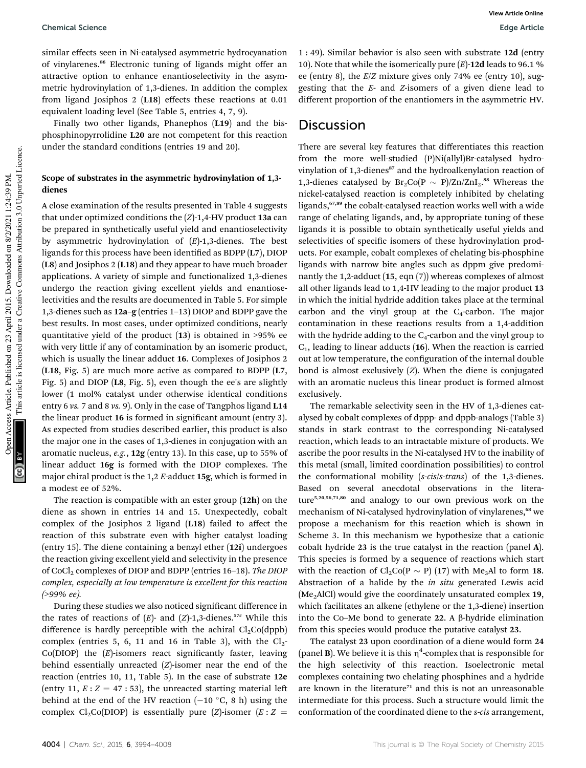similar effects seen in Ni-catalysed asymmetric hydrocyanation of vinylarenes.[86] Electronic tuning of ligands might offer an attractive option to enhance enantioselectivity in the asymmetric hydrovinylation of 1,3-dienes. In addition the complex from ligand Josiphos 2 (**L18**) effects these reactions at 0.01 equivalent loading level (See Table 5, entries 4, 7, 9).

Finally two other ligands, Phanephos (**L19**) and the bisphosphinopyrrolidine **L20** are not competent for this reaction under the standard conditions (entries 19 and 20).

### Scope of substrates in the asymmetric hydrovinylation of 1,3-dienes

A close examination of the results presented in Table 4 suggests that under optimized conditions the (*Z*)-1,4-HV product **13a** can be prepared in synthetically useful yield and enantioselectivity by asymmetric hydrovinylation of (*E*)-1,3-dienes. The best ligands for this process have been identified as BDPP (**L7**), DIOP (**L8**) and Josiphos 2 (**L18**) and they appear to have much broader applications. A variety of simple and functionalized 1,3-dienes undergo the reaction giving excellent yields and enantioselectivities and the results are documented in Table 5. For simple 1,3-dienes such as **12a–g** (entries 1–13) DIOP and BDPP gave the best results. In most cases, under optimized conditions, nearly quantitative yield of the product (**13**) is obtained in >95% ee with very little if any of contamination by an isomeric product, which is usually the linear adduct **16**. Complexes of Josiphos 2 (**L18**, Fig. 5) are much more active as compared to BDPP (**L7**, Fig. 5) and DIOP (**L8**, Fig. 5), even though the ee's are slightly lower (1 mol% catalyst under otherwise identical conditions entry 6 *vs.* 7 and 8 *vs.* 9). Only in the case of Tangphos ligand **L14** the linear product **16** is formed in significant amount (entry 3). As expected from studies described earlier, this product is also the major one in the cases of 1,3-dienes in conjugation with an aromatic nucleus, *e.g.*, **12g** (entry 13). In this case, up to 55% of linear adduct **16g** is formed with the DIOP complexes. The major chiral product is the 1,2 *E*-adduct **15g**, which is formed in a modest ee of 52%.

The reaction is compatible with an ester group (**12h**) on the diene as shown in entries 14 and 15. Unexpectedly, cobalt complex of the Josiphos 2 ligand (**L18**) failed to affect the reaction of this substrate even with higher catalyst loading (entry 15). The diene containing a benzyl ether (**12i**) undergoes the reaction giving excellent yield and selectivity in the presence of $CoCl_2$ complexes of DIOP and BDPP (entries 16–18). *The DIOP complex, especially at low temperature is excellent for this reaction (>99% ee).*

During these studies we also noticed significant difference in the rates of reactions of (*E*)- and (*Z*)-1,3-dienes.[57c] While this difference is hardly perceptible with the achiral $Cl_2Co$(dppb) complex (entries 5, 6, 11 and 16 in Table 3), with the $Cl_2Co$(DIOP) the (*E*)-isomers react significantly faster, leaving behind essentially unreacted (*Z*)-isomer near the end of the reaction (entries 10, 11, Table 5). In the case of substrate **12e** (entry 11, $E : Z = 47 : 53$), the unreacted starting material left behind at the end of the HV reaction (−10 °C, 8 h) using the complex $Cl_2Co$(DIOP) is essentially pure (*Z*)-isomer ($E : Z = 1 : 49$). Similar behavior is also seen with substrate **12d** (entry 10). Note that while the isomerically pure (*E*)-**12d** leads to 96.1 % ee (entry 8), the *E*/*Z* mixture gives only 74% ee (entry 10), suggesting that the *E*- and *Z*-isomers of a given diene lead to different proportion of the enantiomers in the asymmetric HV.

## Discussion

There are several key features that differentiate this reaction from the more well-studied (P)Ni(allyl)Br-catalysed hydrovinylation of 1,3-dienes[87] and the hydroalkenylation reaction of 1,3-dienes catalysed by $Br_2Co(P \sim P)/Zn/ZnI_2$.[88] Whereas the nickel-catalysed reaction is completely inhibited by chelating ligands,[67,89] the cobalt-catalysed reaction works well with a wide range of chelating ligands, and, by appropriate tuning of these ligands it is possible to obtain synthetically useful yields and selectivities of specific isomers of these hydrovinylation products. For example, cobalt complexes of chelating bis-phosphine ligands with narrow bite angles such as dppm give predominantly the 1,2-adduct (**15**, eqn (7)) whereas complexes of almost all other ligands lead to 1,4-HV leading to the major product **13** in which the initial hydride addition takes place at the terminal carbon and the vinyl group at the $C_4$-carbon. The major contamination in these reactions results from a 1,4-addition with the hydride adding to the $C_4$-carbon and the vinyl group to $C_1$, leading to linear adducts (**16**). When the reaction is carried out at low temperature, the configuration of the internal double bond is almost exclusively (*Z*). When the diene is conjugated with an aromatic nucleus this linear product is formed almost exclusively.

The remarkable selectivity seen in the HV of 1,3-dienes catalysed by cobalt complexes of dppp- and dppb-analogs (Table 3) stands in stark contrast to the corresponding Ni-catalysed reaction, which leads to an intractable mixture of products. We ascribe the poor results in the Ni-catalysed HV to the inability of this metal (small, limited coordination possibilities) to control the conformational mobility (*s-cis*/*s-trans*) of the 1,3-dienes. Based on several anecdotal observations in the literature[5,20,56,71,80] and analogy to our own previous work on the mechanism of Ni-catalysed hydrovinylation of vinylarenes,[68] we propose a mechanism for this reaction which is shown in Scheme 3. In this mechanism we hypothesize that a cationic cobalt hydride **23** is the true catalyst in the reaction (panel **A**). This species is formed by a sequence of reactions which start with the reaction of $Cl_2Co(P \sim P)$ (**17**) with $Me_3Al$ to form **18**. Abstraction of a halide by the *in situ* generated Lewis acid ($Me_2AlCl$) would give the coordinately unsaturated complex **19**, which facilitates an alkene (ethylene or the 1,3-diene) insertion into the Co–Me bond to generate **22**. A β-hydride elimination from this species would produce the putative catalyst **23**.

The catalyst **23** upon coordination of a diene would form **24** (panel **B**). We believe it is this $\eta^4$-complex that is responsible for the high selectivity of this reaction. Isoelectronic metal complexes containing two chelating phosphines and a hydride are known in the literature[71] and this is not an unreasonable intermediate for this process. Such a structure would limit the conformation of the coordinated diene to the *s-cis* arrangement,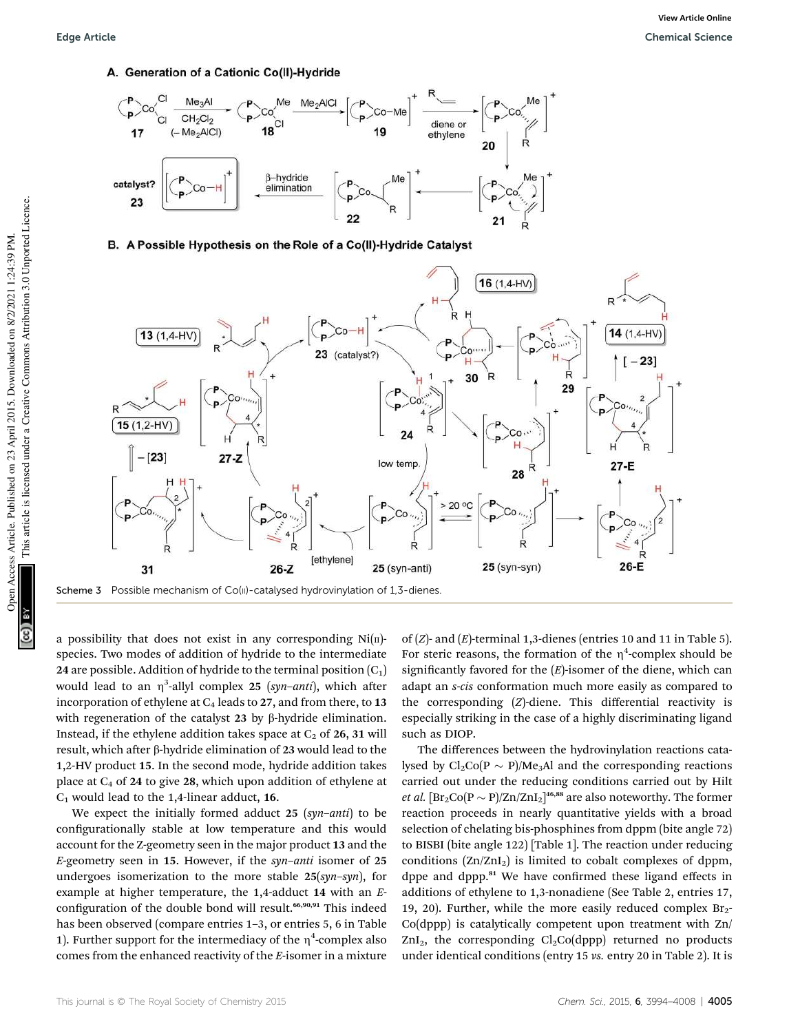Scheme 3 Possible mechanism of Co(II)-catalysed hydrovinylation of 1,3-dienes.

a possibility that does not exist in any corresponding Ni(II)-species. Two modes of addition of hydride to the intermediate **24** are possible. Addition of hydride to the terminal position ($C_1$) would lead to an $\eta^3$-allyl complex **25** (*syn–anti*), which after incorporation of ethylene at $C_4$ leads to **27**, and from there, to **13** with regeneration of the catalyst **23** by β-hydride elimination. Instead, if the ethylene addition takes space at $C_2$ of **26**, **31** will result, which after β-hydride elimination of **23** would lead to the 1,2-HV product **15**. In the second mode, hydride addition takes place at $C_4$ of **24** to give **28**, which upon addition of ethylene at $C_1$ would lead to the 1,4-linear adduct, **16**.

We expect the initially formed adduct **25** (*syn–anti*) to be configurationally stable at low temperature and this would account for the Z-geometry seen in the major product **13** and the *E*-geometry seen in **15**. However, if the *syn–anti* isomer of **25** undergoes isomerization to the more stable **25**(*syn–syn*), for example at higher temperature, the 1,4-adduct **14** with an *E*-configuration of the double bond will result.[66,90,91] This indeed has been observed (compare entries 1–3, or entries 5, 6 in Table 1). Further support for the intermediacy of the $\eta^4$-complex also comes from the enhanced reactivity of the *E*-isomer in a mixture of (*Z*)- and (*E*)-terminal 1,3-dienes (entries 10 and 11 in Table 5). For steric reasons, the formation of the $\eta^4$-complex should be significantly favored for the (*E*)-isomer of the diene, which can adapt an *s-cis* conformation much more easily as compared to the corresponding (*Z*)-diene. This differential reactivity is especially striking in the case of a highly discriminating ligand such as DIOP.

The differences between the hydrovinylation reactions catalysed by $Cl_2Co(P\sim P)/Me_3Al$ and the corresponding reactions carried out under the reducing conditions carried out by Hilt *et al.* $[Br_2Co(P\sim P)/Zn/ZnI_2]$[46,88] are also noteworthy. The former reaction proceeds in nearly quantitative yields with a broad selection of chelating bis-phosphines from dppm (bite angle 72) to BISBI (bite angle 122) [Table 1]. The reaction under reducing conditions ($Zn/ZnI_2$) is limited to cobalt complexes of dppm, dppe and dppp.[81] We have confirmed these ligand effects in additions of ethylene to 1,3-nonadiene (See Table 2, entries 17, 19, 20). Further, while the more easily reduced complex $Br_2Co(dppp)$ is catalytically competent upon treatment with $Zn/ZnI_2$, the corresponding $Cl_2Co(dppp)$ returned no products under identical conditions (entry 15 *vs.* entry 20 in Table 2). It is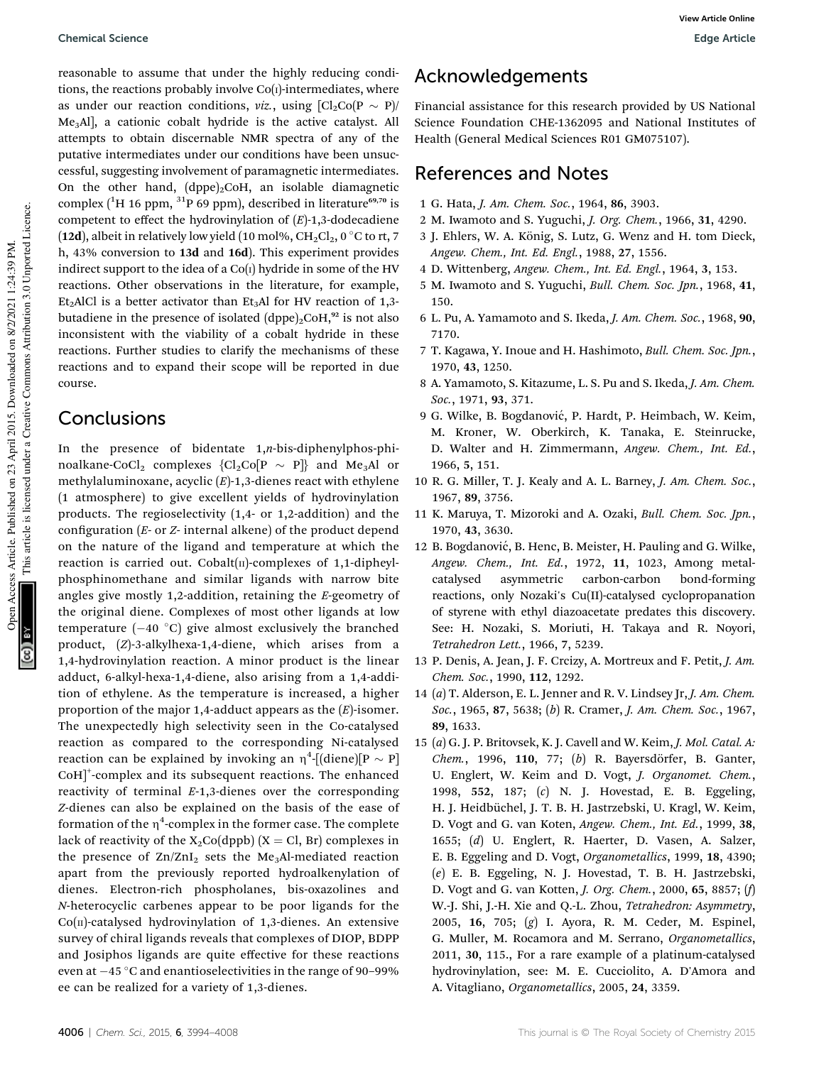reasonable to assume that under the highly reducing conditions, the reactions probably involve Co(I)-intermediates, where as under our reaction conditions, *viz.*, using $[Cl_2Co(P \sim P)/Me_3Al]$, a cationic cobalt hydride is the active catalyst. All attempts to obtain discernable NMR spectra of any of the putative intermediates under our conditions have been unsuccessful, suggesting involvement of paramagnetic intermediates. On the other hand, $(dppe)_2CoH$, an isolable diamagnetic complex ($^1H$ 16 ppm, $^{31}P$ 69 ppm), described in literature[69,70] is competent to effect the hydrovinylation of (*E*)-1,3-dodecadiene (**12d**), albeit in relatively low yield (10 mol%, $CH_2Cl_2$, 0 °C to rt, 7 h, 43% conversion to **13d** and **16d**). This experiment provides indirect support to the idea of a Co(I) hydride in some of the HV reactions. Other observations in the literature, for example, $Et_2AlCl$ is a better activator than $Et_3Al$ for HV reaction of 1,3-butadiene in the presence of isolated $(dppe)_2CoH$,[92] is not also inconsistent with the viability of a cobalt hydride in these reactions. Further studies to clarify the mechanisms of these reactions and to expand their scope will be reported in due course.

## Conclusions

In the presence of bidentate 1,*n*-bis-diphenylphos-phinoalkane-$CoCl_2$ complexes $\{Cl_2Co[P \sim P]\}$ and $Me_3Al$ or methylaluminoxane, acyclic (*E*)-1,3-dienes react with ethylene (1 atmosphere) to give excellent yields of hydrovinylation products. The regioselectivity (1,4- or 1,2-addition) and the configuration (*E*- or *Z*- internal alkene) of the product depend on the nature of the ligand and temperature at which the reaction is carried out. Cobalt(II)-complexes of 1,1-dipheylphosphinomethane and similar ligands with narrow bite angles give mostly 1,2-addition, retaining the *E*-geometry of the original diene. Complexes of most other ligands at low temperature (−40 °C) give almost exclusively the branched product, (*Z*)-3-alkylhexa-1,4-diene, which arises from a 1,4-hydrovinylation reaction. A minor product is the linear adduct, 6-alkyl-hexa-1,4-diene, also arising from a 1,4-addition of ethylene. As the temperature is increased, a higher proportion of the major 1,4-adduct appears as the (*E*)-isomer. The unexpectedly high selectivity seen in the Co-catalysed reaction as compared to the corresponding Ni-catalysed reaction can be explained by invoking an $\eta^4$-$[(diene)[P \sim P]CoH]^+$-complex and its subsequent reactions. The enhanced reactivity of terminal *E*-1,3-dienes over the corresponding *Z*-dienes can also be explained on the basis of the ease of formation of the $\eta^4$-complex in the former case. The complete lack of reactivity of the $X_2Co(dppb)$ (X = Cl, Br) complexes in the presence of $Zn/ZnI_2$ sets the $Me_3Al$-mediated reaction apart from the previously reported hydroalkenylation of dienes. Electron-rich phospholanes, bis-oxazolines and *N*-heterocyclic carbenes appear to be poor ligands for the Co(II)-catalysed hydrovinylation of 1,3-dienes. An extensive survey of chiral ligands reveals that complexes of DIOP, BDPP and Josiphos ligands are quite effective for these reactions even at −45 °C and enantioselectivities in the range of 90–99% ee can be realized for a variety of 1,3-dienes.

## Acknowledgements

Financial assistance for this research provided by US National Science Foundation CHE-1362095 and National Institutes of Health (General Medical Sciences R01 GM075107).

## References and Notes

1. G. Hata, *J. Am. Chem. Soc.*, 1964, **86**, 3903.
2. M. Iwamoto and S. Yuguchi, *J. Org. Chem.*, 1966, **31**, 4290.
3. J. Ehlers, W. A. König, S. Lutz, G. Wenz and H. tom Dieck, *Angew. Chem., Int. Ed. Engl.*, 1988, **27**, 1556.
4. D. Wittenberg, *Angew. Chem., Int. Ed. Engl.*, 1964, **3**, 153.
5. M. Iwamoto and S. Yuguchi, *Bull. Chem. Soc. Jpn.*, 1968, **41**, 150.
6. L. Pu, A. Yamamoto and S. Ikeda, *J. Am. Chem. Soc.*, 1968, **90**, 7170.
7. T. Kagawa, Y. Inoue and H. Hashimoto, *Bull. Chem. Soc. Jpn.*, 1970, **43**, 1250.
8. A. Yamamoto, S. Kitazume, L. S. Pu and S. Ikeda, *J. Am. Chem. Soc.*, 1971, **93**, 371.
9. G. Wilke, B. Bogdanović, P. Hardt, P. Heimbach, W. Keim, M. Kroner, W. Oberkirch, K. Tanaka, E. Steinrucke, D. Walter and H. Zimmermann, *Angew. Chem., Int. Ed.*, 1966, **5**, 151.
10. R. G. Miller, T. J. Kealy and A. L. Barney, *J. Am. Chem. Soc.*, 1967, **89**, 3756.
11. K. Maruya, T. Mizoroki and A. Ozaki, *Bull. Chem. Soc. Jpn.*, 1970, **43**, 3630.
12. B. Bogdanović, B. Henc, B. Meister, H. Pauling and G. Wilke, *Angew. Chem., Int. Ed.*, 1972, **11**, 1023, Among metal-catalysed asymmetric carbon-carbon bond-forming reactions, only Nozaki's Cu(II)-catalysed cyclopropanation of styrene with ethyl diazoacetate predates this discovery. See: H. Nozaki, S. Moriuti, H. Takaya and R. Noyori, *Tetrahedron Lett.*, 1966, **7**, 5239.
13. P. Denis, A. Jean, J. F. Crcizy, A. Mortreux and F. Petit, *J. Am. Chem. Soc.*, 1990, **112**, 1292.
14. (*a*) T. Alderson, E. L. Jenner and R. V. Lindsey Jr, *J. Am. Chem. Soc.*, 1965, **87**, 5638; (*b*) R. Cramer, *J. Am. Chem. Soc.*, 1967, **89**, 1633.
15. (*a*) G. J. P. Britovsek, K. J. Cavell and W. Keim, *J. Mol. Catal. A: Chem.*, 1996, **110**, 77; (*b*) R. Bayersdörfer, B. Ganter, U. Englert, W. Keim and D. Vogt, *J. Organomet. Chem.*, 1998, **552**, 187; (*c*) N. J. Hovestad, E. B. Eggeling, H. J. Heidbüchel, J. T. B. H. Jastrzebski, U. Kragl, W. Keim, D. Vogt and G. van Koten, *Angew. Chem., Int. Ed.*, 1999, **38**, 1655; (*d*) U. Englert, R. Haerter, D. Vasen, A. Salzer, E. B. Eggeling and D. Vogt, *Organometallics*, 1999, **18**, 4390; (*e*) E. B. Eggeling, N. J. Hovestad, T. B. H. Jastrzebski, D. Vogt and G. van Kotten, *J. Org. Chem.*, 2000, **65**, 8857; (*f*) W.-J. Shi, J.-H. Xie and Q.-L. Zhou, *Tetrahedron: Asymmetry*, 2005, **16**, 705; (*g*) I. Ayora, R. M. Ceder, M. Espinel, G. Muller, M. Rocamora and M. Serrano, *Organometallics*, 2011, **30**, 115., For a rare example of a platinum-catalysed hydrovinylation, see: M. E. Cucciolito, A. D'Amora and A. Vitagliano, *Organometallics*, 2005, **24**, 3359.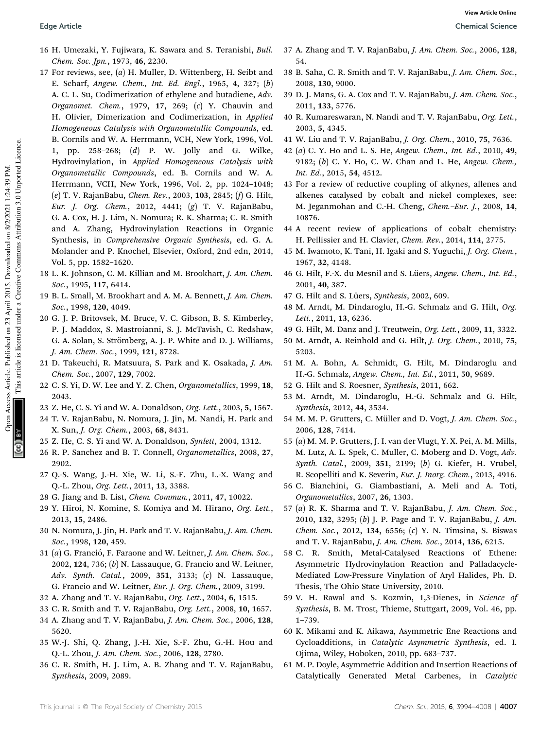16 H. Umezaki, Y. Fujiwara, K. Sawara and S. Teranishi, *Bull. Chem. Soc. Jpn.*, 1973, **46**, 2230.

17 For reviews, see, (*a*) H. Muller, D. Wittenberg, H. Seibt and E. Scharf, *Angew. Chem., Int. Ed. Engl.*, 1965, **4**, 327; (*b*) A. C. L. Su, Codimerization of ethylene and butadiene, *Adv. Organomet. Chem.*, 1979, **17**, 269; (*c*) Y. Chauvin and H. Olivier, Dimerization and Codimerization, in *Applied Homogeneous Catalysis with Organometallic Compounds*, ed. B. Cornils and W. A. Herrmann, VCH, New York, 1996, Vol. 1, pp. 258–268; (*d*) P. W. Jolly and G. Wilke, Hydrovinylation, in *Applied Homogeneous Catalysis with Organometallic Compounds*, ed. B. Cornils and W. A. Herrmann, VCH, New York, 1996, Vol. 2, pp. 1024–1048; (*e*) T. V. RajanBabu, *Chem. Rev.*, 2003, **103**, 2845; (*f*) G. Hilt, *Eur. J. Org. Chem.*, 2012, 4441; (*g*) T. V. RajanBabu, G. A. Cox, H. J. Lim, N. Nomura; R. K. Sharma; C. R. Smith and A. Zhang, Hydrovinylation Reactions in Organic Synthesis, in *Comprehensive Organic Synthesis*, ed. G. A. Molander and P. Knochel, Elsevier, Oxford, 2nd edn, 2014, Vol. 5, pp. 1582–1620.

18 L. K. Johnson, C. M. Killian and M. Brookhart, *J. Am. Chem. Soc.*, 1995, **117**, 6414.

19 B. L. Small, M. Brookhart and A. M. A. Bennett, *J. Am. Chem. Soc.*, 1998, **120**, 4049.

20 G. J. P. Britovsek, M. Bruce, V. C. Gibson, B. S. Kimberley, P. J. Maddox, S. Mastroianni, S. J. McTavish, C. Redshaw, G. A. Solan, S. Strömberg, A. J. P. White and D. J. Williams, *J. Am. Chem. Soc.*, 1999, **121**, 8728.

21 D. Takeuchi, R. Matsuura, S. Park and K. Osakada, *J. Am. Chem. Soc.*, 2007, **129**, 7002.

22 C. S. Yi, D. W. Lee and Y. Z. Chen, *Organometallics*, 1999, **18**, 2043.

23 Z. He, C. S. Yi and W. A. Donaldson, *Org. Lett.*, 2003, **5**, 1567.

24 T. V. RajanBabu, N. Nomura, J. Jin, M. Nandi, H. Park and X. Sun, *J. Org. Chem.*, 2003, **68**, 8431.

25 Z. He, C. S. Yi and W. A. Donaldson, *Synlett*, 2004, 1312.

26 R. P. Sanchez and B. T. Connell, *Organometallics*, 2008, **27**, 2902.

27 Q.-S. Wang, J.-H. Xie, W. Li, S.-F. Zhu, L.-X. Wang and Q.-L. Zhou, *Org. Lett.*, 2011, **13**, 3388.

28 G. Jiang and B. List, *Chem. Commun.*, 2011, **47**, 10022.

29 Y. Hiroi, N. Komine, S. Komiya and M. Hirano, *Org. Lett.*, 2013, **15**, 2486.

30 N. Nomura, J. Jin, H. Park and T. V. RajanBabu, *J. Am. Chem. Soc.*, 1998, **120**, 459.

31 (*a*) G. Franció, F. Faraone and W. Leitner, *J. Am. Chem. Soc.*, 2002, **124**, 736; (*b*) N. Lassauque, G. Francio and W. Leitner, *Adv. Synth. Catal.*, 2009, **351**, 3133; (*c*) N. Lassauque, G. Francio and W. Leitner, *Eur. J. Org. Chem.*, 2009, 3199.

32 A. Zhang and T. V. RajanBabu, *Org. Lett.*, 2004, **6**, 1515.

33 C. R. Smith and T. V. RajanBabu, *Org. Lett.*, 2008, **10**, 1657.

34 A. Zhang and T. V. RajanBabu, *J. Am. Chem. Soc.*, 2006, **128**, 5620.

35 W.-J. Shi, Q. Zhang, J.-H. Xie, S.-F. Zhu, G.-H. Hou and Q.-L. Zhou, *J. Am. Chem. Soc.*, 2006, **128**, 2780.

36 C. R. Smith, H. J. Lim, A. B. Zhang and T. V. RajanBabu, *Synthesis*, 2009, 2089.

37 A. Zhang and T. V. RajanBabu, *J. Am. Chem. Soc.*, 2006, **128**, 54.

38 B. Saha, C. R. Smith and T. V. RajanBabu, *J. Am. Chem. Soc.*, 2008, **130**, 9000.

39 D. J. Mans, G. A. Cox and T. V. RajanBabu, *J. Am. Chem. Soc.*, 2011, **133**, 5776.

40 R. Kumareswaran, N. Nandi and T. V. RajanBabu, *Org. Lett.*, 2003, **5**, 4345.

41 W. Liu and T. V. RajanBabu, *J. Org. Chem.*, 2010, **75**, 7636.

42 (*a*) C. Y. Ho and L. S. He, *Angew. Chem., Int. Ed.*, 2010, **49**, 9182; (*b*) C. Y. Ho, C. W. Chan and L. He, *Angew. Chem., Int. Ed.*, 2015, **54**, 4512.

43 For a review of reductive coupling of alkynes, allenes and alkenes catalysed by cobalt and nickel complexes, see: M. Jeganmohan and C.-H. Cheng, *Chem.–Eur. J.*, 2008, **14**, 10876.

44 A recent review of applications of cobalt chemistry: H. Pellissier and H. Clavier, *Chem. Rev.*, 2014, **114**, 2775.

45 M. Iwamoto, K. Tani, H. Igaki and S. Yuguchi, *J. Org. Chem.*, 1967, **32**, 4148.

46 G. Hilt, F.-X. du Mesnil and S. Lüers, *Angew. Chem., Int. Ed.*, 2001, **40**, 387.

47 G. Hilt and S. Lüers, *Synthesis*, 2002, 609.

48 M. Arndt, M. Dindaroglu, H.-G. Schmalz and G. Hilt, *Org. Lett.*, 2011, **13**, 6236.

49 G. Hilt, M. Danz and J. Treutwein, *Org. Lett.*, 2009, **11**, 3322.

50 M. Arndt, A. Reinhold and G. Hilt, *J. Org. Chem.*, 2010, **75**, 5203.

51 M. A. Bohn, A. Schmidt, G. Hilt, M. Dindaroglu and H.-G. Schmalz, *Angew. Chem., Int. Ed.*, 2011, **50**, 9689.

52 G. Hilt and S. Roesner, *Synthesis*, 2011, 662.

53 M. Arndt, M. Dindaroglu, H.-G. Schmalz and G. Hilt, *Synthesis*, 2012, **44**, 3534.

54 M. M. P. Grutters, C. Müller and D. Vogt, *J. Am. Chem. Soc.*, 2006, **128**, 7414.

55 (*a*) M. M. P. Grutters, J. I. van der Vlugt, Y. X. Pei, A. M. Mills, M. Lutz, A. L. Spek, C. Muller, C. Moberg and D. Vogt, *Adv. Synth. Catal.*, 2009, **351**, 2199; (*b*) G. Kiefer, H. Vrubel, R. Scopelliti and K. Severin, *Eur. J. Inorg. Chem.*, 2013, 4916.

56 C. Bianchini, G. Giambastiani, A. Meli and A. Toti, *Organometallics*, 2007, **26**, 1303.

57 (*a*) R. K. Sharma and T. V. RajanBabu, *J. Am. Chem. Soc.*, 2010, **132**, 3295; (*b*) J. P. Page and T. V. RajanBabu, *J. Am. Chem. Soc.*, 2012, **134**, 6556; (*c*) Y. N. Timsina, S. Biswas and T. V. RajanBabu, *J. Am. Chem. Soc.*, 2014, **136**, 6215.

58 C. R. Smith, Metal-Catalysed Reactions of Ethene: Asymmetric Hydrovinylation Reaction and Palladacycle-Mediated Low-Pressure Vinylation of Aryl Halides, Ph. D. Thesis, The Ohio State University, 2010.

59 V. H. Rawal and S. Kozmin, 1,3-Dienes, in *Science of Synthesis*, B. M. Trost, Thieme, Stuttgart, 2009, Vol. 46, pp. 1–739.

60 K. Mikami and K. Aikawa, Asymmetric Ene Reactions and Cycloadditions, in *Catalytic Asymmetric Synthesis*, ed. I. Ojima, Wiley, Hoboken, 2010, pp. 683–737.

61 M. P. Doyle, Asymmetric Addition and Insertion Reactions of Catalytically Generated Metal Carbenes, in *Catalytic*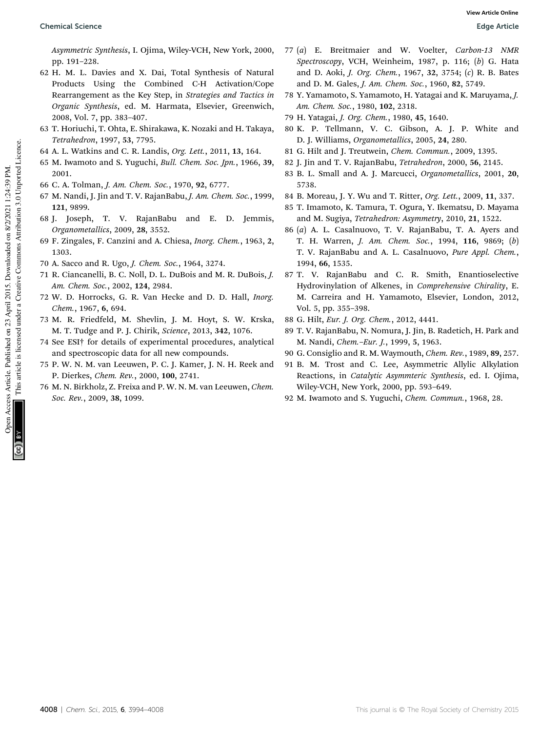Asymmetric Synthesis, I. Ojima, Wiley-VCH, New York, 2000, pp. 191–228.

62 H. M. L. Davies and X. Dai, Total Synthesis of Natural Products Using the Combined C-H Activation/Cope Rearrangement as the Key Step, in *Strategies and Tactics in Organic Synthesis*, ed. M. Harmata, Elsevier, Greenwich, 2008, Vol. 7, pp. 383–407.

63 T. Horiuchi, T. Ohta, E. Shirakawa, K. Nozaki and H. Takaya, *Tetrahedron*, 1997, **53**, 7795.

64 A. L. Watkins and C. R. Landis, *Org. Lett.*, 2011, **13**, 164.

65 M. Iwamoto and S. Yuguchi, *Bull. Chem. Soc. Jpn.*, 1966, **39**, 2001.

66 C. A. Tolman, *J. Am. Chem. Soc.*, 1970, **92**, 6777.

67 M. Nandi, J. Jin and T. V. RajanBabu, *J. Am. Chem. Soc.*, 1999, **121**, 9899.

68 J. Joseph, T. V. RajanBabu and E. D. Jemmis, *Organometallics*, 2009, **28**, 3552.

69 F. Zingales, F. Canzini and A. Chiesa, *Inorg. Chem.*, 1963, **2**, 1303.

70 A. Sacco and R. Ugo, *J. Chem. Soc.*, 1964, 3274.

71 R. Ciancanelli, B. C. Noll, D. L. DuBois and M. R. DuBois, *J. Am. Chem. Soc.*, 2002, **124**, 2984.

72 W. D. Horrocks, G. R. Van Hecke and D. D. Hall, *Inorg. Chem.*, 1967, **6**, 694.

73 M. R. Friedfeld, M. Shevlin, J. M. Hoyt, S. W. Krska, M. T. Tudge and P. J. Chirik, *Science*, 2013, **342**, 1076.

74 See ESI† for details of experimental procedures, analytical and spectroscopic data for all new compounds.

75 P. W. N. M. van Leeuwen, P. C. J. Kamer, J. N. H. Reek and P. Dierkes, *Chem. Rev.*, 2000, **100**, 2741.

76 M. N. Birkholz, Z. Freixa and P. W. N. M. van Leeuwen, *Chem. Soc. Rev.*, 2009, **38**, 1099.

77 (*a*) E. Breitmaier and W. Voelter, *Carbon-13 NMR Spectroscopy*, VCH, Weinheim, 1987, p. 116; (*b*) G. Hata and D. Aoki, *J. Org. Chem.*, 1967, **32**, 3754; (*c*) R. B. Bates and D. M. Gales, *J. Am. Chem. Soc.*, 1960, **82**, 5749.

78 Y. Yamamoto, S. Yamamoto, H. Yatagai and K. Maruyama, *J. Am. Chem. Soc.*, 1980, **102**, 2318.

79 H. Yatagai, *J. Org. Chem.*, 1980, **45**, 1640.

80 K. P. Tellmann, V. C. Gibson, A. J. P. White and D. J. Williams, *Organometallics*, 2005, **24**, 280.

81 G. Hilt and J. Treutwein, *Chem. Commun.*, 2009, 1395.

82 J. Jin and T. V. RajanBabu, *Tetrahedron*, 2000, **56**, 2145.

83 B. L. Small and A. J. Marcucci, *Organometallics*, 2001, **20**, 5738.

84 B. Moreau, J. Y. Wu and T. Ritter, *Org. Lett.*, 2009, **11**, 337.

85 T. Imamoto, K. Tamura, T. Ogura, Y. Ikematsu, D. Mayama and M. Sugiya, *Tetrahedron: Asymmetry*, 2010, **21**, 1522.

86 (*a*) A. L. Casalnuovo, T. V. RajanBabu, T. A. Ayers and T. H. Warren, *J. Am. Chem. Soc.*, 1994, **116**, 9869; (*b*) T. V. RajanBabu and A. L. Casalnuovo, *Pure Appl. Chem.*, 1994, **66**, 1535.

87 T. V. RajanBabu and C. R. Smith, Enantioselective Hydrovinylation of Alkenes, in *Comprehensive Chirality*, E. M. Carreira and H. Yamamoto, Elsevier, London, 2012, Vol. 5, pp. 355–398.

88 G. Hilt, *Eur. J. Org. Chem.*, 2012, 4441.

89 T. V. RajanBabu, N. Nomura, J. Jin, B. Radetich, H. Park and M. Nandi, *Chem.–Eur. J.*, 1999, **5**, 1963.

90 G. Consiglio and R. M. Waymouth, *Chem. Rev.*, 1989, **89**, 257.

91 B. M. Trost and C. Lee, Asymmetric Allylic Alkylation Reactions, in *Catalytic Asymmteric Synthesis*, ed. I. Ojima, Wiley-VCH, New York, 2000, pp. 593–649.

92 M. Iwamoto and S. Yuguchi, *Chem. Commun.*, 1968, 28.